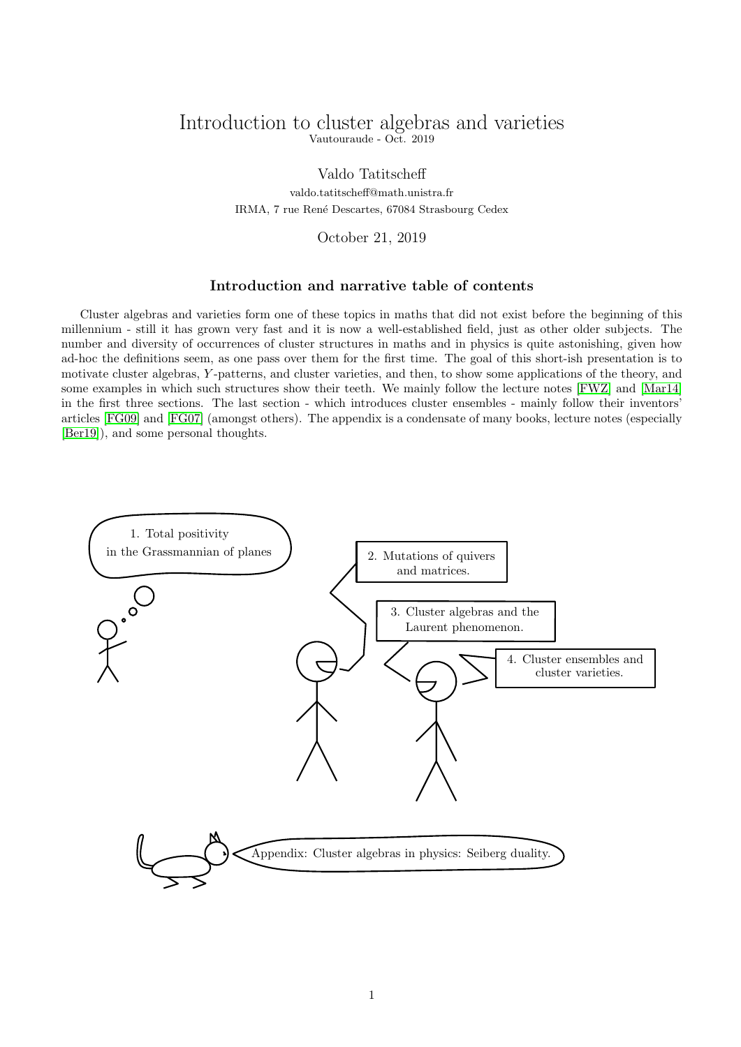# Introduction to cluster algebras and varieties

Vautouraude - Oct. 2019

Valdo Tatitscheff

valdo.tatitscheff@math.unistra.fr

IRMA, 7 rue René Descartes, 67084 Strasbourg Cedex

October 21, 2019

### Introduction and narrative table of contents

Cluster algebras and varieties form one of these topics in maths that did not exist before the beginning of this millennium - still it has grown very fast and it is now a well-established field, just as other older subjects. The number and diversity of occurrences of cluster structures in maths and in physics is quite astonishing, given how ad-hoc the definitions seem, as one pass over them for the first time. The goal of this short-ish presentation is to motivate cluster algebras, $Y$-patterns, and cluster varieties, and then, to show some applications of the theory, and some examples in which such structures show their teeth. We mainly follow the lecture notes [FWZ] and [Mar14] in the first three sections. The last section - which introduces cluster ensembles - mainly follow their inventors' articles [FG09] and [FG07] (amongst others). The appendix is a condensate of many books, lecture notes (especially [Ber19]), and some personal thoughts.

1. Total positivity in the Grassmannian of planes

2. Mutations of quivers and matrices.

3. Cluster algebras and the Laurent phenomenon.

4. Cluster ensembles and cluster varieties.

Appendix: Cluster algebras in physics: Seiberg duality.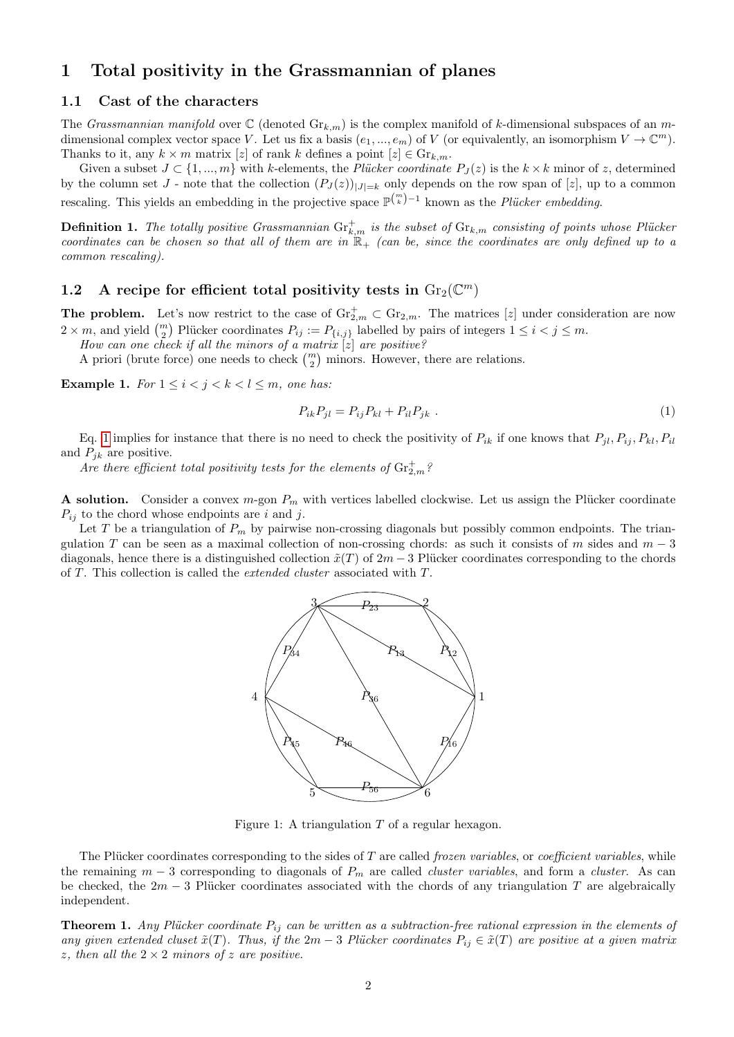# 1 Total positivity in the Grassmannian of planes

## 1.1 Cast of the characters

The *Grassmannian manifold* over $\mathbb{C}$ (denoted $\mathrm{Gr}_{k,m}$) is the complex manifold of $k$-dimensional subspaces of an $m$-dimensional complex vector space $V$. Let us fix a basis $(e_1, ..., e_m)$ of $V$ (or equivalently, an isomorphism $V \to \mathbb{C}^m$). Thanks to it, any $k \times m$ matrix $[z]$ of rank $k$ defines a point $[z] \in \mathrm{Gr}_{k,m}$.

Given a subset $J \subset \{1, ..., m\}$ with $k$-elements, the *Plücker coordinate* $P_J(z)$ is the $k \times k$ minor of $z$, determined by the column set $J$ - note that the collection $(P_J(z))_{|J|=k}$ only depends on the row span of $[z]$, up to a common rescaling. This yields an embedding in the projective space $\mathbb{P}^{\binom{m}{k}-1}$ known as the *Plücker embedding*.

**Definition 1.** *The totally positive Grassmannian $\mathrm{Gr}^+_{k,m}$ is the subset of $\mathrm{Gr}_{k,m}$ consisting of points whose Plücker coordinates can be chosen so that all of them are in $\mathbb{R}_+$ (can be, since the coordinates are only defined up to a common rescaling).*

## 1.2 A recipe for efficient total positivity tests in $\mathrm{Gr}_2(\mathbb{C}^m)$

**The problem.** Let's now restrict to the case of $\mathrm{Gr}^+_{2,m} \subset \mathrm{Gr}_{2,m}$. The matrices $[z]$ under consideration are now $2 \times m$, and yield $\binom{m}{2}$ Plücker coordinates $P_{ij} := P_{\{i,j\}}$ labelled by pairs of integers $1 \leq i < j \leq m$.

*How can one check if all the minors of a matrix $[z]$ are positive?*

A priori (brute force) one needs to check $\binom{m}{2}$ minors. However, there are relations.

**Example 1.** *For $1 \leq i < j < k < l \leq m$, one has:*

$$P_{ik}P_{jl} = P_{ij}P_{kl} + P_{il}P_{jk} \ . \tag{1}$$

Eq. 1 implies for instance that there is no need to check the positivity of $P_{ik}$ if one knows that $P_{jl}, P_{ij}, P_{kl}, P_{il}$ and $P_{jk}$ are positive.

*Are there efficient total positivity tests for the elements of $\mathrm{Gr}^+_{2,m}$?*

**A solution.** Consider a convex $m$-gon $P_m$ with vertices labelled clockwise. Let us assign the Plücker coordinate $P_{ij}$ to the chord whose endpoints are $i$ and $j$.

Let $T$ be a triangulation of $P_m$ by pairwise non-crossing diagonals but possibly common endpoints. The triangulation $T$ can be seen as a maximal collection of non-crossing chords: as such it consists of $m$ sides and $m-3$ diagonals, hence there is a distinguished collection $\tilde{x}(T)$ of $2m-3$ Plücker coordinates corresponding to the chords of $T$. This collection is called the *extended cluster* associated with $T$.

Figure 1: A triangulation $T$ of a regular hexagon.

The Plücker coordinates corresponding to the sides of $T$ are called *frozen variables*, or *coefficient variables*, while the remaining $m-3$ corresponding to diagonals of $P_m$ are called *cluster variables*, and form a *cluster*. As can be checked, the $2m-3$ Plücker coordinates associated with the chords of any triangulation $T$ are algebraically independent.

**Theorem 1.** *Any Plücker coordinate $P_{ij}$ can be written as a subtraction-free rational expression in the elements of any given extended cluset $\tilde{x}(T)$. Thus, if the $2m-3$ Plücker coordinates $P_{ij} \in \tilde{x}(T)$ are positive at a given matrix $z$, then all the $2 \times 2$ minors of $z$ are positive.*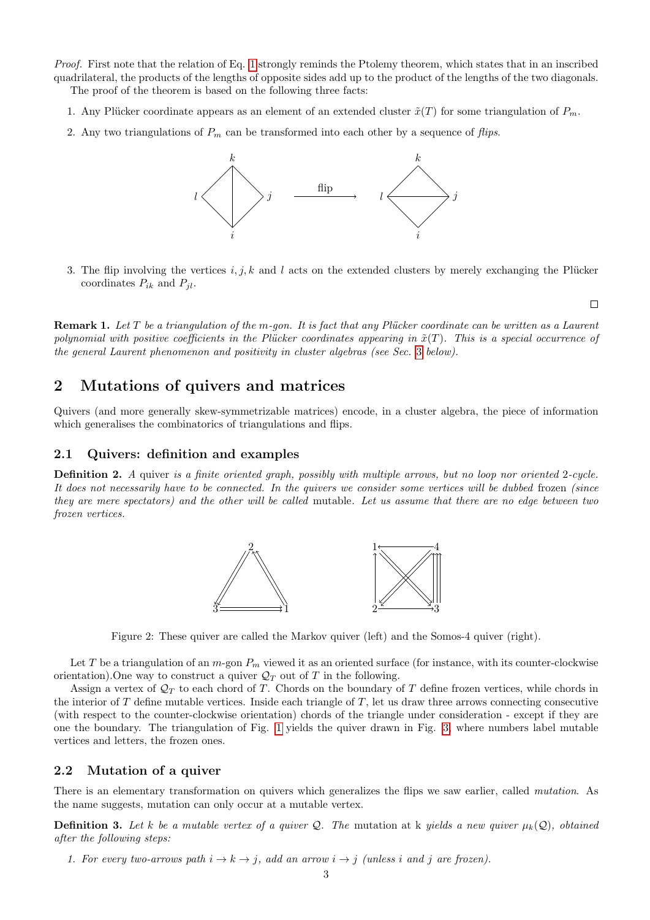*Proof.* First note that the relation of Eq. 1 strongly reminds the Ptolemy theorem, which states that in an inscribed quadrilateral, the products of the lengths of opposite sides add up to the product of the lengths of the two diagonals.

The proof of the theorem is based on the following three facts:

1. Any Plücker coordinate appears as an element of an extended cluster $\tilde{x}(T)$ for some triangulation of $P_m$.
2. Any two triangulations of $P_m$ can be transformed into each other by a sequence of *flips*.
3. The flip involving the vertices $i, j, k$ and $l$ acts on the extended clusters by merely exchanging the Plücker coordinates $P_{ik}$ and $P_{jl}$.

□

**Remark 1.** *Let $T$ be a triangulation of the $m$-gon. It is fact that any Plücker coordinate can be written as a Laurent polynomial with positive coefficients in the Plücker coordinates appearing in $\tilde{x}(T)$. This is a special occurrence of the general Laurent phenomenon and positivity in cluster algebras (see Sec. 3 below).*

## 2 Mutations of quivers and matrices

Quivers (and more generally skew-symmetrizable matrices) encode, in a cluster algebra, the piece of information which generalises the combinatorics of triangulations and flips.

### 2.1 Quivers: definition and examples

**Definition 2.** *A* quiver *is a finite oriented graph, possibly with multiple arrows, but no loop nor oriented 2-cycle. It does not necessarily have to be connected. In the quivers we consider some vertices will be dubbed* frozen *(since they are mere spectators) and the other will be called* mutable*. Let us assume that there are no edge between two frozen vertices.*

Figure 2: These quiver are called the Markov quiver (left) and the Somos-4 quiver (right).

Let $T$ be a triangulation of an $m$-gon $P_m$ viewed it as an oriented surface (for instance, with its counter-clockwise orientation).One way to construct a quiver $\mathcal{Q}_T$ out of $T$ in the following.

Assign a vertex of $\mathcal{Q}_T$ to each chord of $T$. Chords on the boundary of $T$ define frozen vertices, while chords in the interior of $T$ define mutable vertices. Inside each triangle of $T$, let us draw three arrows connecting consecutive (with respect to the counter-clockwise orientation) chords of the triangle under consideration - except if they are one the boundary. The triangulation of Fig. 1 yields the quiver drawn in Fig. 3, where numbers label mutable vertices and letters, the frozen ones.

### 2.2 Mutation of a quiver

There is an elementary transformation on quivers which generalizes the flips we saw earlier, called *mutation*. As the name suggests, mutation can only occur at a mutable vertex.

**Definition 3.** *Let $k$ be a mutable vertex of a quiver $\mathcal{Q}$. The* mutation at k *yields a new quiver $\mu_k(\mathcal{Q})$, obtained after the following steps:*

1. *For every two-arrows path $i \to k \to j$, add an arrow $i \to j$ (unless $i$ and $j$ are frozen).*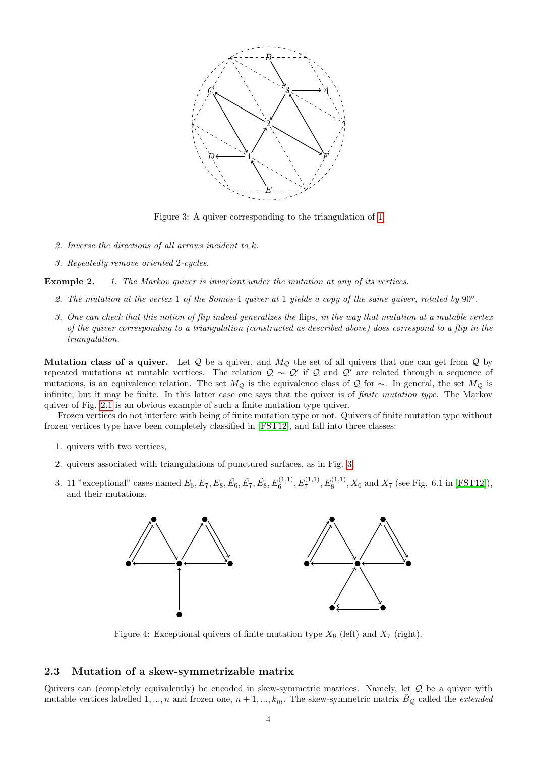Figure 3: A quiver corresponding to the triangulation of 1

2. *Inverse the directions of all arrows incident to $k$.*
3. *Repeatedly remove oriented 2-cycles.*

**Example 2.** *1. The Markov quiver is invariant under the mutation at any of its vertices.*

2. *The mutation at the vertex 1 of the Somos-4 quiver at 1 yields a copy of the same quiver, rotated by $90°$.*
3. *One can check that this notion of flip indeed generalizes the* flips*, in the way that mutation at a mutable vertex of the quiver corresponding to a triangulation (constructed as described above) does correspond to a flip in the triangulation.*

**Mutation class of a quiver.** Let $\mathcal{Q}$ be a quiver, and $M_{\mathcal{Q}}$ the set of all quivers that one can get from $\mathcal{Q}$ by repeated mutations at mutable vertices. The relation $\mathcal{Q} \sim \mathcal{Q}'$ if $\mathcal{Q}$ and $\mathcal{Q}'$ are related through a sequence of mutations, is an equivalence relation. The set $M_{\mathcal{Q}}$ is the equivalence class of $\mathcal{Q}$ for $\sim$. In general, the set $M_{\mathcal{Q}}$ is infinite; but it may be finite. In this latter case one says that the quiver is of *finite mutation type*. The Markov quiver of Fig. 2.1 is an obvious example of such a finite mutation type quiver.

Frozen vertices do not interfere with being of finite mutation type or not. Quivers of finite mutation type without frozen vertices type have been completely classified in [FST12], and fall into three classes:

1. quivers with two vertices,
2. quivers associated with triangulations of punctured surfaces, as in Fig. 3,
3. 11 "exceptional" cases named $E_6, E_7, E_8, \tilde{E}_6, \tilde{E}_7, \tilde{E}_8, E_6^{(1,1)}, E_7^{(1,1)}, E_8^{(1,1)}, X_6$ and $X_7$ (see Fig. 6.1 in [FST12]), and their mutations.

Figure 4: Exceptional quivers of finite mutation type $X_6$ (left) and $X_7$ (right).

## 2.3 Mutation of a skew-symmetrizable matrix

Quivers can (completely equivalently) be encoded in skew-symmetric matrices. Namely, let $\mathcal{Q}$ be a quiver with mutable vertices labelled $1, ..., n$ and frozen one, $n+1, ..., k_m$. The skew-symmetric matrix $\tilde{B}_{\mathcal{Q}}$ called the *extended*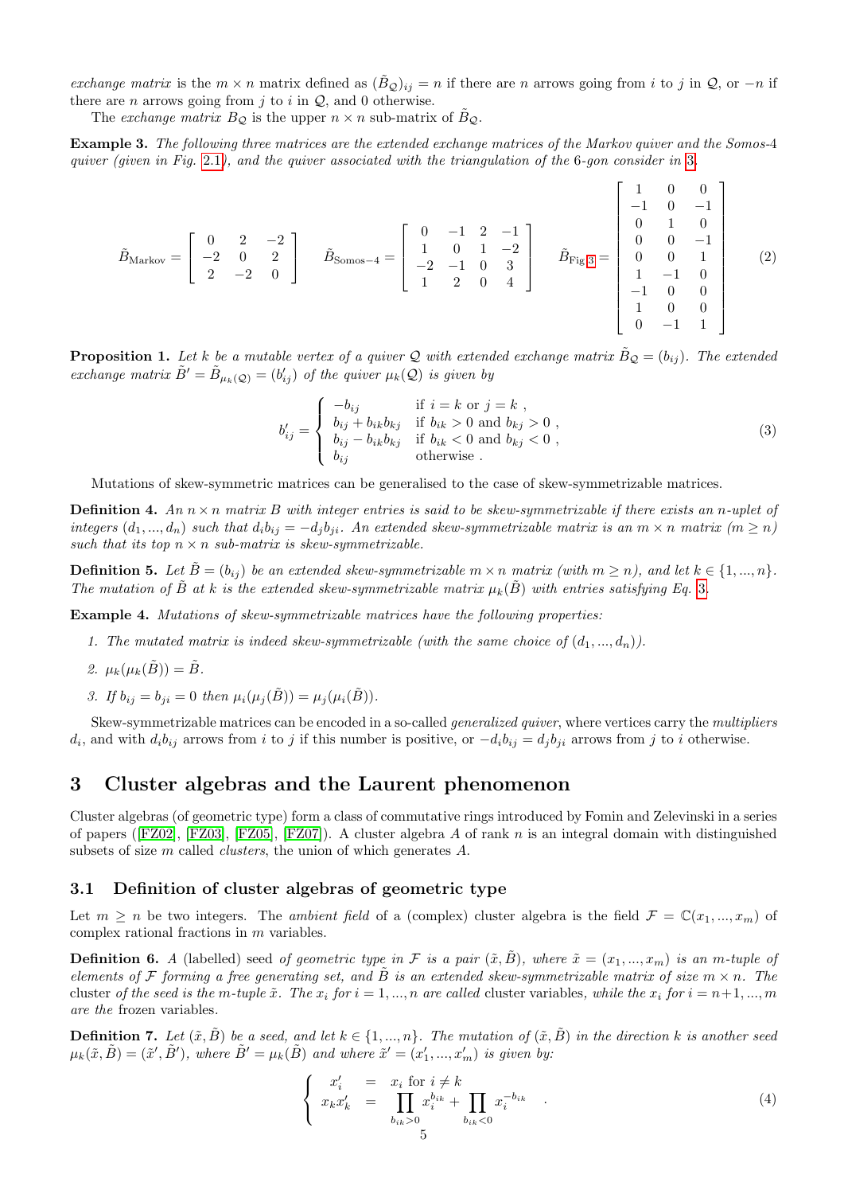*exchange matrix* is the $m \times n$ matrix defined as $(\tilde{B}_{\mathcal{Q}})_{ij} = n$ if there are $n$ arrows going from $i$ to $j$ in $\mathcal{Q}$, or $-n$ if there are $n$ arrows going from $j$ to $i$ in $\mathcal{Q}$, and 0 otherwise.

The *exchange matrix* $B_{\mathcal{Q}}$ is the upper $n \times n$ sub-matrix of $\tilde{B}_{\mathcal{Q}}$.

**Example 3.** *The following three matrices are the extended exchange matrices of the Markov quiver and the Somos-4 quiver (given in Fig. 2.1), and the quiver associated with the triangulation of the 6-gon consider in 3.*

$$\tilde{B}_{\text{Markov}} = \begin{bmatrix} 0 & 2 & -2 \\ -2 & 0 & 2 \\ 2 & -2 & 0 \end{bmatrix} \quad \tilde{B}_{\text{Somos}-4} = \begin{bmatrix} 0 & -1 & 2 & -1 \\ 1 & 0 & 1 & -2 \\ -2 & -1 & 0 & 3 \\ 1 & 2 & 0 & 4 \end{bmatrix} \quad \tilde{B}_{\text{Fig 3}} = \begin{bmatrix} 1 & 0 & 0 \\ -1 & 0 & -1 \\ 0 & 1 & 0 \\ 0 & 0 & -1 \\ 0 & 0 & 1 \\ 1 & -1 & 0 \\ -1 & 0 & 0 \\ 1 & 0 & 0 \\ 0 & -1 & 1 \end{bmatrix} \tag{2}$$

**Proposition 1.** *Let $k$ be a mutable vertex of a quiver $\mathcal{Q}$ with extended exchange matrix $\tilde{B}_{\mathcal{Q}} = (b_{ij})$. The extended exchange matrix $\tilde{B}' = \tilde{B}_{\mu_k(\mathcal{Q})} = (b'_{ij})$ of the quiver $\mu_k(\mathcal{Q})$ is given by*

$$b'_{ij} = \begin{cases} -b_{ij} & \text{if } i = k \text{ or } j = k \ , \\ b_{ij} + b_{ik}b_{kj} & \text{if } b_{ik} > 0 \text{ and } b_{kj} > 0 \ , \\ b_{ij} - b_{ik}b_{kj} & \text{if } b_{ik} < 0 \text{ and } b_{kj} < 0 \ , \\ b_{ij} & \text{otherwise} \ . \end{cases} \tag{3}$$

Mutations of skew-symmetric matrices can be generalised to the case of skew-symmetrizable matrices.

**Definition 4.** *An $n \times n$ matrix $B$ with integer entries is said to be skew-symmetrizable if there exists an $n$-uplet of integers $(d_1, ..., d_n)$ such that $d_i b_{ij} = -d_j b_{ji}$. An extended skew-symmetrizable matrix is an $m \times n$ matrix ($m \geq n$) such that its top $n \times n$ sub-matrix is skew-symmetrizable.*

**Definition 5.** *Let $\tilde{B} = (b_{ij})$ be an extended skew-symmetrizable $m \times n$ matrix (with $m \geq n$), and let $k \in \{1, ..., n\}$. The mutation of $\tilde{B}$ at $k$ is the extended skew-symmetrizable matrix $\mu_k(\tilde{B})$ with entries satisfying Eq. 3.*

**Example 4.** *Mutations of skew-symmetrizable matrices have the following properties:*

1. *The mutated matrix is indeed skew-symmetrizable (with the same choice of $(d_1, ..., d_n)$).*
2. $\mu_k(\mu_k(\tilde{B})) = \tilde{B}$.
3. *If $b_{ij} = b_{ji} = 0$ then $\mu_i(\mu_j(\tilde{B})) = \mu_j(\mu_i(\tilde{B}))$.*

Skew-symmetrizable matrices can be encoded in a so-called *generalized quiver*, where vertices carry the *multipliers* $d_i$, and with $d_i b_{ij}$ arrows from $i$ to $j$ if this number is positive, or $-d_i b_{ij} = d_j b_{ji}$ arrows from $j$ to $i$ otherwise.

# 3 Cluster algebras and the Laurent phenomenon

Cluster algebras (of geometric type) form a class of commutative rings introduced by Fomin and Zelevinski in a series of papers ([FZ02], [FZ03], [FZ05], [FZ07]). A cluster algebra $A$ of rank $n$ is an integral domain with distinguished subsets of size $m$ called *clusters*, the union of which generates $A$.

## 3.1 Definition of cluster algebras of geometric type

Let $m \geq n$ be two integers. The *ambient field* of a (complex) cluster algebra is the field $\mathcal{F} = \mathbb{C}(x_1, ..., x_m)$ of complex rational fractions in $m$ variables.

**Definition 6.** *A (labelled)* seed *of geometric type in $\mathcal{F}$ is a pair $(\tilde{x}, \tilde{B})$, where $\tilde{x} = (x_1, ..., x_m)$ is an $m$-tuple of elements of $\mathcal{F}$ forming a free generating set, and $\tilde{B}$ is an extended skew-symmetrizable matrix of size $m \times n$. The* cluster *of the seed is the $m$-tuple $\tilde{x}$. The $x_i$ for $i = 1, ..., n$ are called* cluster variables, *while the $x_i$ for $i = n+1, ..., m$ are the* frozen variables.

**Definition 7.** *Let $(\tilde{x}, \tilde{B})$ be a seed, and let $k \in \{1, ..., n\}$. The mutation of $(\tilde{x}, \tilde{B})$ in the direction $k$ is another seed $\mu_k(\tilde{x}, \tilde{B}) = (\tilde{x}', \tilde{B}')$, where $\tilde{B}' = \mu_k(\tilde{B})$ and where $\tilde{x}' = (x'_1, ..., x'_m)$ is given by:*

$$\begin{cases} x'_i & = \quad x_i \text{ for } i \neq k \\ x_k x'_k & = \quad \displaystyle\prod_{b_{ik} > 0} x_i^{b_{ik}} + \prod_{b_{ik} < 0} x_i^{-b_{ik}} \end{cases} \quad . \tag{4}$$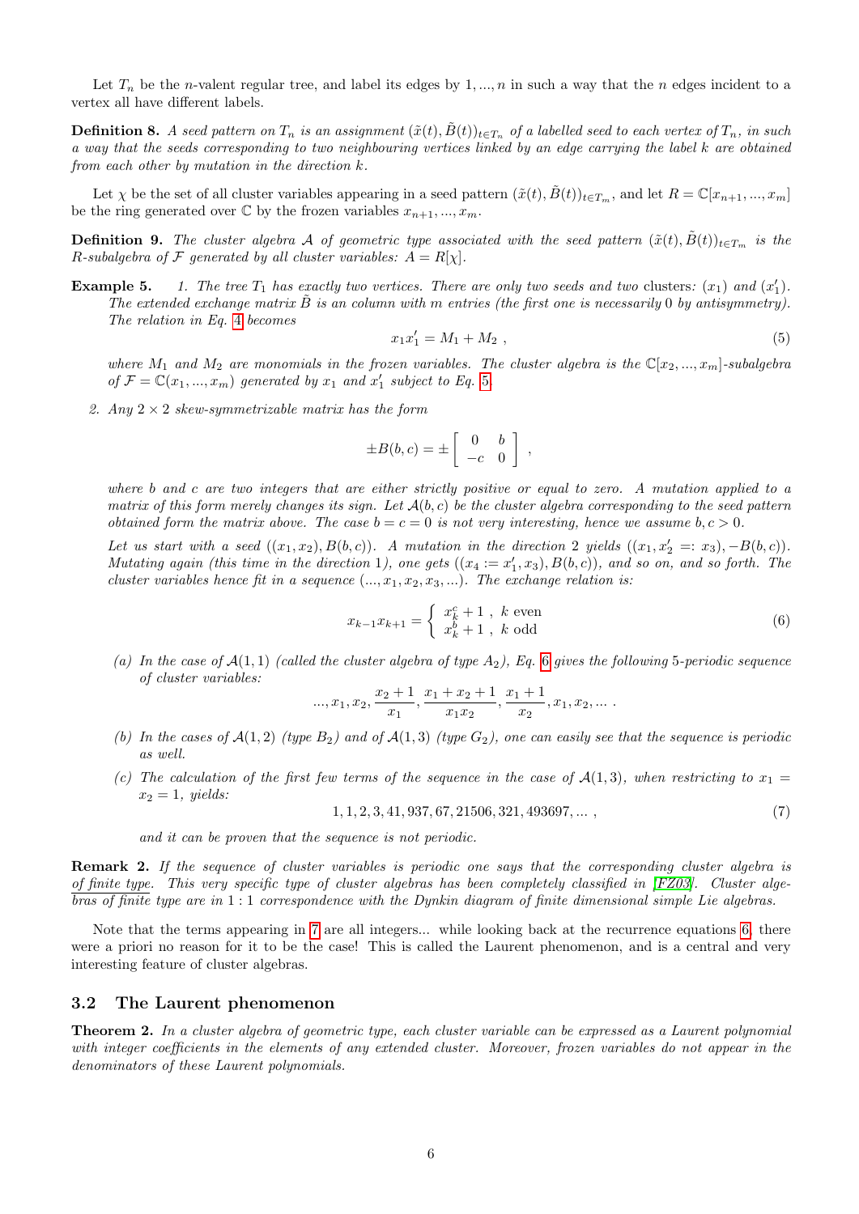Let $T_n$ be the $n$-valent regular tree, and label its edges by $1, ..., n$ in such a way that the $n$ edges incident to a vertex all have different labels.

**Definition 8.** *A seed pattern on $T_n$ is an assignment $(\tilde{x}(t), \tilde{B}(t))_{t\in T_n}$ of a labelled seed to each vertex of $T_n$, in such a way that the seeds corresponding to two neighbouring vertices linked by an edge carrying the label $k$ are obtained from each other by mutation in the direction $k$.*

Let $\chi$ be the set of all cluster variables appearing in a seed pattern $(\tilde{x}(t), \tilde{B}(t))_{t\in T_m}$, and let $R = \mathbb{C}[x_{n+1}, ..., x_m]$ be the ring generated over $\mathbb{C}$ by the frozen variables $x_{n+1}, ..., x_m$.

**Definition 9.** *The cluster algebra $\mathcal{A}$ of geometric type associated with the seed pattern $(\tilde{x}(t), \tilde{B}(t))_{t\in T_m}$ is the $R$-subalgebra of $\mathcal{F}$ generated by all cluster variables: $A = R[\chi]$.*

**Example 5.** 1. *The tree $T_1$ has exactly two vertices. There are only two seeds and two* clusters*: $(x_1)$ and $(x_1')$. The extended exchange matrix $\tilde{B}$ is an column with $m$ entries (the first one is necessarily 0 by antisymmetry). The relation in Eq. 4 becomes*

$$x_1 x_1' = M_1 + M_2 \ , \tag{5}$$

*where $M_1$ and $M_2$ are monomials in the frozen variables. The cluster algebra is the $\mathbb{C}[x_2, ..., x_m]$-subalgebra of $\mathcal{F} = \mathbb{C}(x_1, ..., x_m)$ generated by $x_1$ and $x_1'$ subject to Eq. 5.*

2. *Any $2 \times 2$ skew-symmetrizable matrix has the form*

$$\pm B(b, c) = \pm \begin{bmatrix} 0 & b \\ -c & 0 \end{bmatrix} \ ,$$

*where $b$ and $c$ are two integers that are either strictly positive or equal to zero. A mutation applied to a matrix of this form merely changes its sign. Let $\mathcal{A}(b, c)$ be the cluster algebra corresponding to the seed pattern obtained form the matrix above. The case $b = c = 0$ is not very interesting, hence we assume $b, c > 0$.*

*Let us start with a seed $((x_1, x_2), B(b, c))$. A mutation in the direction 2 yields $((x_1, x_2' =: x_3), -B(b, c))$. Mutating again (this time in the direction 1), one gets $((x_4 := x_1', x_3), B(b, c))$, and so on, and so forth. The cluster variables hence fit in a sequence $(..., x_1, x_2, x_3, ...)$. The exchange relation is:*

$$x_{k-1}x_{k+1} = \begin{cases} x_k^c + 1 \ , & k \text{ even} \\ x_k^b + 1 \ , & k \text{ odd} \end{cases} \tag{6}$$

   (a) *In the case of $\mathcal{A}(1, 1)$ (called the cluster algebra of type $A_2$), Eq. 6 gives the following 5-periodic sequence of cluster variables:*

$$..., x_1, x_2, \frac{x_2 + 1}{x_1}, \frac{x_1 + x_2 + 1}{x_1 x_2}, \frac{x_1 + 1}{x_2}, x_1, x_2, ... \ .$$

   (b) *In the cases of $\mathcal{A}(1, 2)$ (type $B_2$) and of $\mathcal{A}(1, 3)$ (type $G_2$), one can easily see that the sequence is periodic as well.*

   (c) *The calculation of the first few terms of the sequence in the case of $\mathcal{A}(1, 3)$, when restricting to $x_1 = x_2 = 1$, yields:*

$$1, 1, 2, 3, 41, 937, 67, 21506, 321, 493697, ... \ , \tag{7}$$

   *and it can be proven that the sequence is not periodic.*

**Remark 2.** *If the sequence of cluster variables is periodic one says that the corresponding cluster algebra is of finite type. This very specific type of cluster algebras has been completely classified in [FZ03]. Cluster algebras of finite type are in 1 : 1 correspondence with the Dynkin diagram of finite dimensional simple Lie algebras.*

Note that the terms appearing in 7 are all integers... while looking back at the recurrence equations 6, there were a priori no reason for it to be the case! This is called the Laurent phenomenon, and is a central and very interesting feature of cluster algebras.

### 3.2 The Laurent phenomenon

**Theorem 2.** *In a cluster algebra of geometric type, each cluster variable can be expressed as a Laurent polynomial with integer coefficients in the elements of any extended cluster. Moreover, frozen variables do not appear in the denominators of these Laurent polynomials.*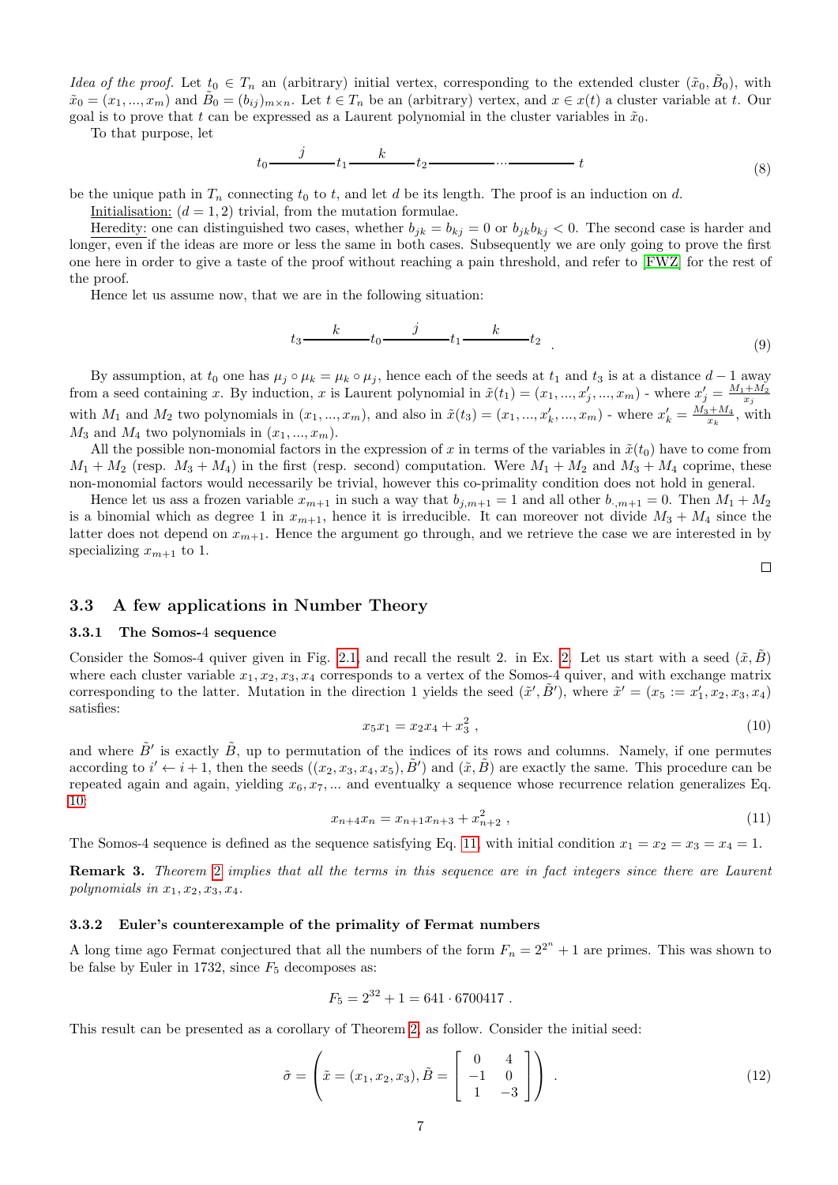*Idea of the proof.* Let $t_0 \in T_n$ an (arbitrary) initial vertex, corresponding to the extended cluster $(\tilde{x}_0, \tilde{B}_0)$, with $\tilde{x}_0 = (x_1, ..., x_m)$ and $\tilde{B}_0 = (b_{ij})_{m\times n}$. Let $t \in T_n$ be an (arbitrary) vertex, and $x \in x(t)$ a cluster variable at $t$. Our goal is to prove that $t$ can be expressed as a Laurent polynomial in the cluster variables in $\tilde{x}_0$.

To that purpose, let

$$t_0 \overset{j}{\text{———}} t_1 \overset{k}{\text{———}} t_2 \text{———} \cdots \text{———} t \tag{8}$$

be the unique path in $T_n$ connecting $t_0$ to $t$, and let $d$ be its length. The proof is an induction on $d$.

Initialisation: $(d = 1, 2)$ trivial, from the mutation formulae.

Heredity: one can distinguished two cases, whether $b_{jk} = b_{kj} = 0$ or $b_{jk}b_{kj} < 0$. The second case is harder and longer, even if the ideas are more or less the same in both cases. Subsequently we are only going to prove the first one here in order to give a taste of the proof without reaching a pain threshold, and refer to [FWZ] for the rest of the proof.

Hence let us assume now, that we are in the following situation:

$$t_3 \overset{k}{\text{———}} t_0 \overset{j}{\text{———}} t_1 \overset{k}{\text{———}} t_2 \ . \tag{9}$$

By assumption, at $t_0$ one has $\mu_j \circ \mu_k = \mu_k \circ \mu_j$, hence each of the seeds at $t_1$ and $t_3$ is at a distance $d-1$ away from a seed containing $x$. By induction, $x$ is Laurent polynomial in $\tilde{x}(t_1) = (x_1, ..., x'_j, ..., x_m)$ - where $x'_j = \frac{M_1+M_2}{x_j}$ with $M_1$ and $M_2$ two polynomials in $(x_1, ..., x_m)$, and also in $\tilde{x}(t_3) = (x_1, ..., x'_k, ..., x_m)$ - where $x'_k = \frac{M_3+M_4}{x_k}$, with $M_3$ and $M_4$ two polynomials in $(x_1, ..., x_m)$.

All the possible non-monomial factors in the expression of $x$ in terms of the variables in $\tilde{x}(t_0)$ have to come from $M_1 + M_2$ (resp. $M_3 + M_4$) in the first (resp. second) computation. Were $M_1 + M_2$ and $M_3 + M_4$ coprime, these non-monomial factors would necessarily be trivial, however this co-primality condition does not hold in general.

Hence let us ass a frozen variable $x_{m+1}$ in such a way that $b_{j,m+1} = 1$ and all other $b_{\cdot,m+1} = 0$. Then $M_1 + M_2$ is a binomial which as degree 1 in $x_{m+1}$, hence it is irreducible. It can moreover not divide $M_3 + M_4$ since the latter does not depend on $x_{m+1}$. Hence the argument go through, and we retrieve the case we are interested in by specializing $x_{m+1}$ to 1.

□

## 3.3 A few applications in Number Theory

### 3.3.1 The Somos-4 sequence

Consider the Somos-4 quiver given in Fig. 2.1, and recall the result 2. in Ex. 2. Let us start with a seed $(\tilde{x}, \tilde{B})$ where each cluster variable $x_1, x_2, x_3, x_4$ corresponds to a vertex of the Somos-4 quiver, and with exchange matrix corresponding to the latter. Mutation in the direction 1 yields the seed $(\tilde{x}', \tilde{B}')$, where $\tilde{x}' = (x_5 := x'_1, x_2, x_3, x_4)$ satisfies:

$$x_5 x_1 = x_2 x_4 + x_3^2 \ , \tag{10}$$

and where $\tilde{B}'$ is exactly $\tilde{B}$, up to permutation of the indices of its rows and columns. Namely, if one permutes according to $i' \leftarrow i + 1$, then the seeds $((x_2, x_3, x_4, x_5), \tilde{B}')$ and $(\tilde{x}, \tilde{B})$ are exactly the same. This procedure can be repeated again and again, yielding $x_6, x_7, ...$ and eventualky a sequence whose recurrence relation generalizes Eq. 10:

$$x_{n+4} x_n = x_{n+1} x_{n+3} + x_{n+2}^2 \ , \tag{11}$$

The Somos-4 sequence is defined as the sequence satisfying Eq. 11, with initial condition $x_1 = x_2 = x_3 = x_4 = 1$.

**Remark 3.** *Theorem 2 implies that all the terms in this sequence are in fact integers since there are Laurent polynomials in $x_1, x_2, x_3, x_4$.*

### 3.3.2 Euler's counterexample of the primality of Fermat numbers

A long time ago Fermat conjectured that all the numbers of the form $F_n = 2^{2^n} + 1$ are primes. This was shown to be false by Euler in 1732, since $F_5$ decomposes as:

$$F_5 = 2^{32} + 1 = 641 \cdot 6700417 \ .$$

This result can be presented as a corollary of Theorem 2, as follow. Consider the initial seed:

$$\tilde{\sigma} = \left( \tilde{x} = (x_1, x_2, x_3), \tilde{B} = \begin{bmatrix} 0 & 4 \\ -1 & 0 \\ 1 & -3 \end{bmatrix} \right) \ . \tag{12}$$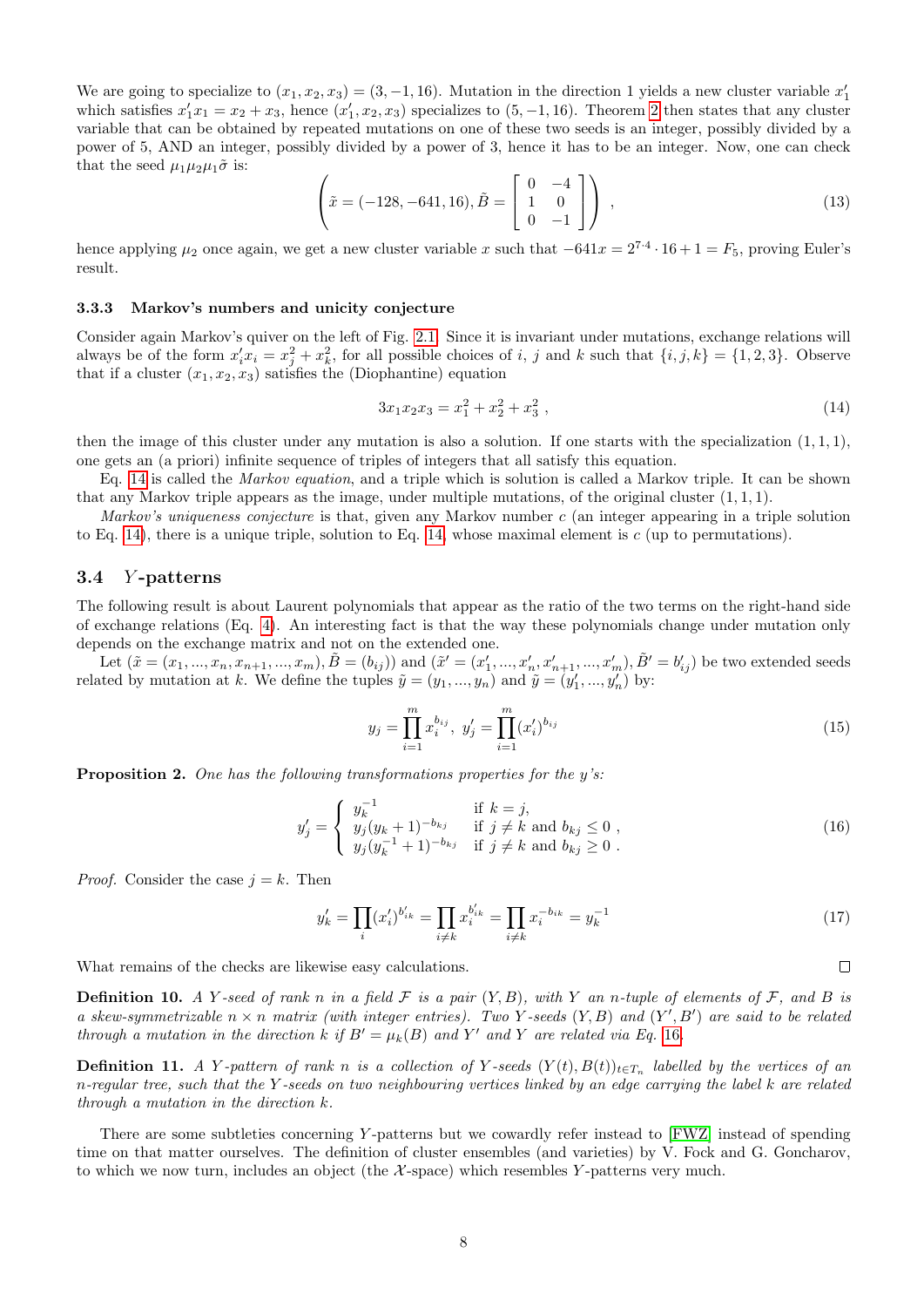We are going to specialize to $(x_1, x_2, x_3) = (3, -1, 16)$. Mutation in the direction 1 yields a new cluster variable $x'_1$ which satisfies $x'_1 x_1 = x_2 + x_3$, hence $(x'_1, x_2, x_3)$ specializes to $(5, -1, 16)$. Theorem 2 then states that any cluster variable that can be obtained by repeated mutations on one of these two seeds is an integer, possibly divided by a power of 5, AND an integer, possibly divided by a power of 3, hence it has to be an integer. Now, one can check that the seed $\mu_1 \mu_2 \mu_1 \tilde{\sigma}$ is:

$$\left( \tilde{x} = (-128, -641, 16), \tilde{B} = \begin{bmatrix} 0 & -4 \\ 1 & 0 \\ 0 & -1 \end{bmatrix} \right) , \tag{13}$$

hence applying $\mu_2$ once again, we get a new cluster variable $x$ such that $-641x = 2^{7 \cdot 4} \cdot 16 + 1 = F_5$, proving Euler's result.

### 3.3.3 Markov's numbers and unicity conjecture

Consider again Markov's quiver on the left of Fig. 2.1. Since it is invariant under mutations, exchange relations will always be of the form $x'_i x_i = x_j^2 + x_k^2$, for all possible choices of $i$, $j$ and $k$ such that $\{i, j, k\} = \{1, 2, 3\}$. Observe that if a cluster $(x_1, x_2, x_3)$ satisfies the (Diophantine) equation

$$3x_1 x_2 x_3 = x_1^2 + x_2^2 + x_3^2 , \tag{14}$$

then the image of this cluster under any mutation is also a solution. If one starts with the specialization $(1, 1, 1)$, one gets an (a priori) infinite sequence of triples of integers that all satisfy this equation.

Eq. 14 is called the *Markov equation*, and a triple which is solution is called a Markov triple. It can be shown that any Markov triple appears as the image, under multiple mutations, of the original cluster $(1, 1, 1)$.

*Markov's uniqueness conjecture* is that, given any Markov number $c$ (an integer appearing in a triple solution to Eq. 14), there is a unique triple, solution to Eq. 14, whose maximal element is $c$ (up to permutations).

## 3.4 $Y$-patterns

The following result is about Laurent polynomials that appear as the ratio of the two terms on the right-hand side of exchange relations (Eq. 4). An interesting fact is that the way these polynomials change under mutation only depends on the exchange matrix and not on the extended one.

Let $(\tilde{x} = (x_1, ..., x_n, x_{n+1}, ..., x_m), \tilde{B} = (b_{ij}))$ and $(\tilde{x}' = (x'_1, ..., x'_n, x'_{n+1}, ..., x'_m), \tilde{B}' = b'_{ij})$ be two extended seeds related by mutation at $k$. We define the tuples $\tilde{y} = (y_1, ..., y_n)$ and $\tilde{y} = (y'_1, ..., y'_n)$ by:

$$y_j = \prod_{i=1}^{m} x_i^{b_{ij}}, \; y'_j = \prod_{i=1}^{m} (x'_i)^{b_{ij}} \tag{15}$$

**Proposition 2.** *One has the following transformations properties for the y's:*

$$y'_j = \begin{cases} y_k^{-1} & \text{if } k = j, \\ y_j (y_k + 1)^{-b_{kj}} & \text{if } j \neq k \text{ and } b_{kj} \leq 0 , \\ y_j (y_k^{-1} + 1)^{-b_{kj}} & \text{if } j \neq k \text{ and } b_{kj} \geq 0 . \end{cases} \tag{16}$$

*Proof.* Consider the case $j = k$. Then

$$y'_k = \prod_i (x'_i)^{b'_{ik}} = \prod_{i \neq k} x_i^{b'_{ik}} = \prod_{i \neq k} x_i^{-b_{ik}} = y_k^{-1} \tag{17}$$

What remains of the checks are likewise easy calculations. □

**Definition 10.** *A $Y$-seed of rank $n$ in a field $\mathcal{F}$ is a pair $(Y, B)$, with $Y$ an $n$-tuple of elements of $\mathcal{F}$, and $B$ is a skew-symmetrizable $n \times n$ matrix (with integer entries). Two $Y$-seeds $(Y, B)$ and $(Y', B')$ are said to be related through a mutation in the direction $k$ if $B' = \mu_k(B)$ and $Y'$ and $Y$ are related via Eq. 16.*

**Definition 11.** *A $Y$-pattern of rank $n$ is a collection of $Y$-seeds $(Y(t), B(t))_{t \in T_n}$ labelled by the vertices of an $n$-regular tree, such that the $Y$-seeds on two neighbouring vertices linked by an edge carrying the label $k$ are related through a mutation in the direction $k$.*

There are some subtleties concerning $Y$-patterns but we cowardly refer instead to [FWZ] instead of spending time on that matter ourselves. The definition of cluster ensembles (and varieties) by V. Fock and G. Goncharov, to which we now turn, includes an object (the $\mathcal{X}$-space) which resembles $Y$-patterns very much.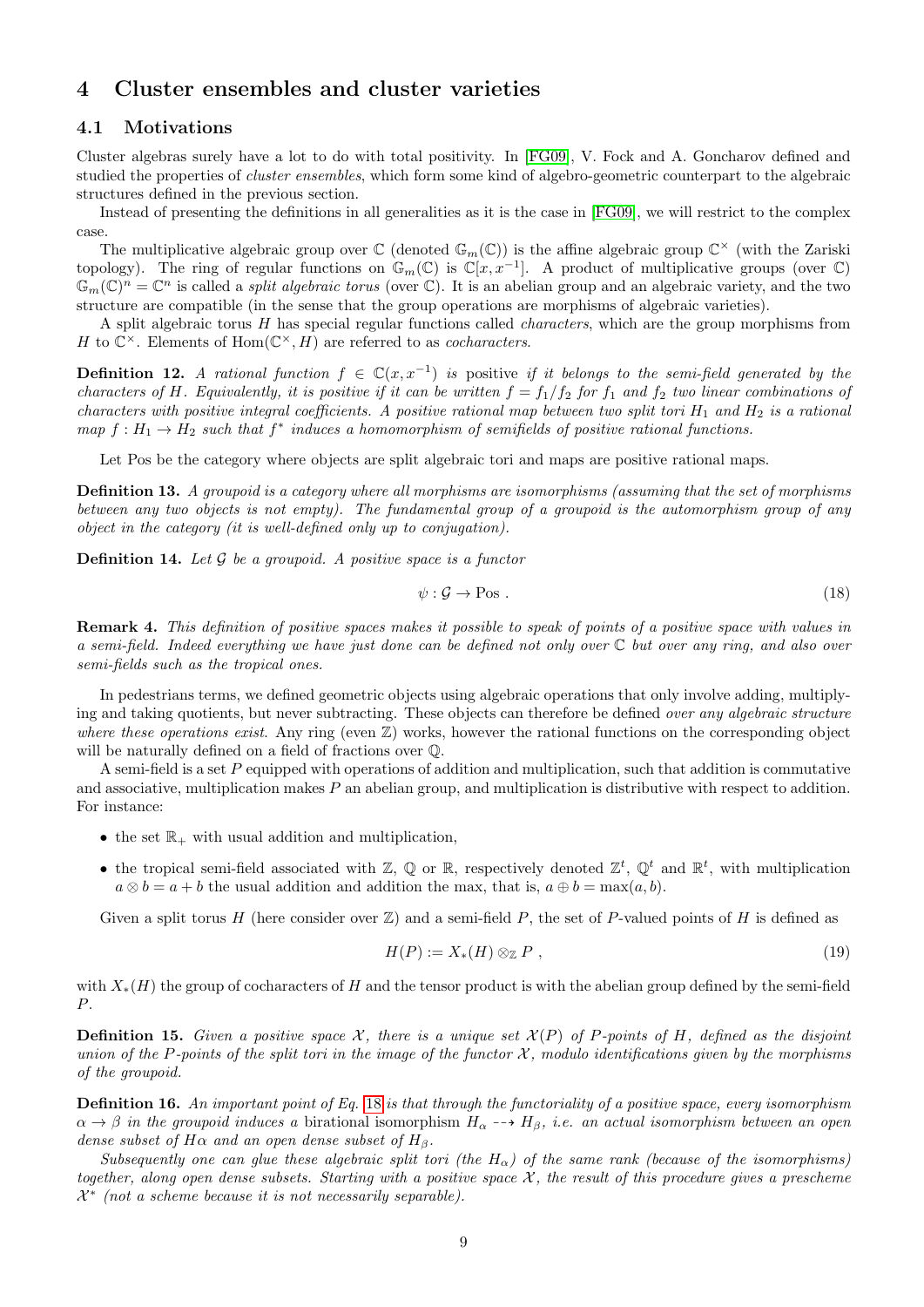## 4 Cluster ensembles and cluster varieties

### 4.1 Motivations

Cluster algebras surely have a lot to do with total positivity. In [FG09], V. Fock and A. Goncharov defined and studied the properties of *cluster ensembles*, which form some kind of algebro-geometric counterpart to the algebraic structures defined in the previous section.

Instead of presenting the definitions in all generalities as it is the case in [FG09], we will restrict to the complex case.

The multiplicative algebraic group over $\mathbb{C}$ (denoted $\mathbb{G}_m(\mathbb{C})$) is the affine algebraic group $\mathbb{C}^\times$ (with the Zariski topology). The ring of regular functions on $\mathbb{G}_m(\mathbb{C})$ is $\mathbb{C}[x, x^{-1}]$. A product of multiplicative groups (over $\mathbb{C}$) $\mathbb{G}_m(\mathbb{C})^n = \mathbb{C}^n$ is called a *split algebraic torus* (over $\mathbb{C}$). It is an abelian group and an algebraic variety, and the two structure are compatible (in the sense that the group operations are morphisms of algebraic varieties).

A split algebraic torus $H$ has special regular functions called *characters*, which are the group morphisms from $H$ to $\mathbb{C}^\times$. Elements of $\mathrm{Hom}(\mathbb{C}^\times, H)$ are referred to as *cocharacters*.

**Definition 12.** *A rational function $f \in \mathbb{C}(x, x^{-1})$ is* positive *if it belongs to the semi-field generated by the characters of $H$. Equivalently, it is positive if it can be written $f = f_1/f_2$ for $f_1$ and $f_2$ two linear combinations of characters with positive integral coefficients. A positive rational map between two split tori $H_1$ and $H_2$ is a rational map $f : H_1 \to H_2$ such that $f^*$ induces a homomorphism of semifields of positive rational functions.*

Let Pos be the category where objects are split algebraic tori and maps are positive rational maps.

**Definition 13.** *A groupoid is a category where all morphisms are isomorphisms (assuming that the set of morphisms between any two objects is not empty). The fundamental group of a groupoid is the automorphism group of any object in the category (it is well-defined only up to conjugation).*

**Definition 14.** *Let $\mathcal{G}$ be a groupoid. A positive space is a functor*

$$\psi : \mathcal{G} \to \mathrm{Pos}\ . \tag{18}$$

**Remark 4.** *This definition of positive spaces makes it possible to speak of points of a positive space with values in a semi-field. Indeed everything we have just done can be defined not only over $\mathbb{C}$ but over any ring, and also over semi-fields such as the tropical ones.*

In pedestrians terms, we defined geometric objects using algebraic operations that only involve adding, multiplying and taking quotients, but never subtracting. These objects can therefore be defined *over any algebraic structure where these operations exist*. Any ring (even $\mathbb{Z}$) works, however the rational functions on the corresponding object will be naturally defined on a field of fractions over $\mathbb{Q}$.

A semi-field is a set $P$ equipped with operations of addition and multiplication, such that addition is commutative and associative, multiplication makes $P$ an abelian group, and multiplication is distributive with respect to addition. For instance:

- the set $\mathbb{R}_+$ with usual addition and multiplication,
- the tropical semi-field associated with $\mathbb{Z}$, $\mathbb{Q}$ or $\mathbb{R}$, respectively denoted $\mathbb{Z}^t$, $\mathbb{Q}^t$ and $\mathbb{R}^t$, with multiplication $a \otimes b = a + b$ the usual addition and addition the max, that is, $a \oplus b = \max(a, b)$.

Given a split torus $H$ (here consider over $\mathbb{Z}$) and a semi-field $P$, the set of $P$-valued points of $H$ is defined as

$$H(P) := X_*(H) \otimes_{\mathbb{Z}} P\ , \tag{19}$$

with $X_*(H)$ the group of cocharacters of $H$ and the tensor product is with the abelian group defined by the semi-field $P$.

**Definition 15.** *Given a positive space $\mathcal{X}$, there is a unique set $\mathcal{X}(P)$ of $P$-points of $H$, defined as the disjoint union of the $P$-points of the split tori in the image of the functor $\mathcal{X}$, modulo identifications given by the morphisms of the groupoid.*

**Definition 16.** *An important point of Eq. 18 is that through the functoriality of a positive space, every isomorphism $\alpha \to \beta$ in the groupoid induces a* birational isomorphism *$H_\alpha \dashrightarrow H_\beta$, i.e. an actual isomorphism between an open dense subset of $H\alpha$ and an open dense subset of $H_\beta$.*

*Subsequently one can glue these algebraic split tori (the $H_\alpha$) of the same rank (because of the isomorphisms) together, along open dense subsets. Starting with a positive space $\mathcal{X}$, the result of this procedure gives a prescheme $\mathcal{X}^*$ (not a scheme because it is not necessarily separable).*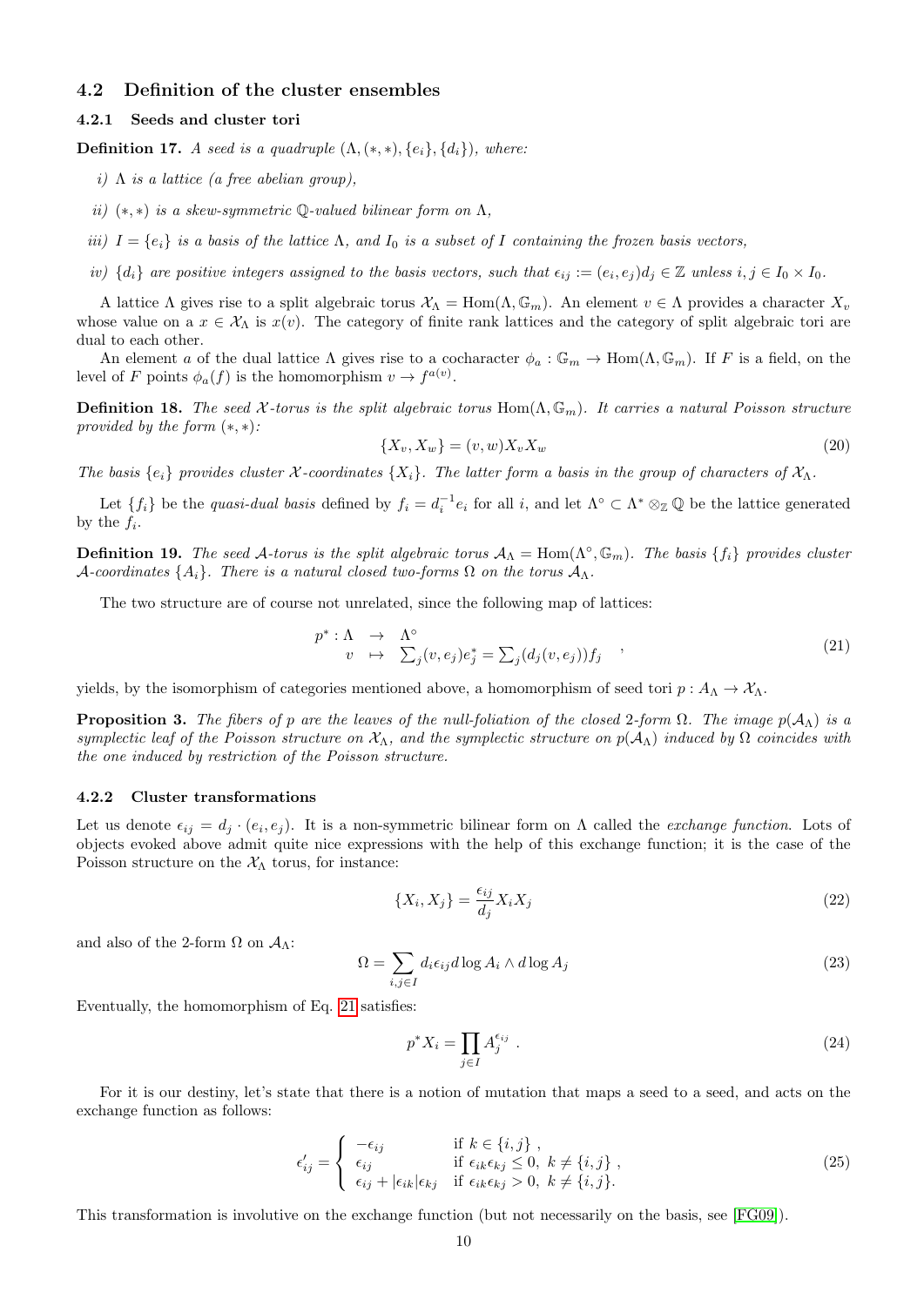### 4.2 Definition of the cluster ensembles

#### 4.2.1 Seeds and cluster tori

**Definition 17.** *A seed is a quadruple $(\Lambda, (*,*), \{e_i\}, \{d_i\})$, where:*

*i) $\Lambda$ is a lattice (a free abelian group),*

*ii) $(*,*)$ is a skew-symmetric $\mathbb{Q}$-valued bilinear form on $\Lambda$,*

*iii) $I = \{e_i\}$ is a basis of the lattice $\Lambda$, and $I_0$ is a subset of $I$ containing the frozen basis vectors,*

*iv) $\{d_i\}$ are positive integers assigned to the basis vectors, such that $\epsilon_{ij} := (e_i, e_j)d_j \in \mathbb{Z}$ unless $i, j \in I_0 \times I_0$.*

A lattice $\Lambda$ gives rise to a split algebraic torus $\mathcal{X}_\Lambda = \mathrm{Hom}(\Lambda, \mathbb{G}_m)$. An element $v \in \Lambda$ provides a character $X_v$ whose value on a $x \in \mathcal{X}_\Lambda$ is $x(v)$. The category of finite rank lattices and the category of split algebraic tori are dual to each other.

An element $a$ of the dual lattice $\Lambda$ gives rise to a cocharacter $\phi_a : \mathbb{G}_m \to \mathrm{Hom}(\Lambda, \mathbb{G}_m)$. If $F$ is a field, on the level of $F$ points $\phi_a(f)$ is the homomorphism $v \to f^{a(v)}$.

**Definition 18.** *The seed $\mathcal{X}$-torus is the split algebraic torus $\mathrm{Hom}(\Lambda, \mathbb{G}_m)$. It carries a natural Poisson structure provided by the form $(*,*)$:*

$$\{X_v, X_w\} = (v, w) X_v X_w \tag{20}$$

*The basis $\{e_i\}$ provides cluster $\mathcal{X}$-coordinates $\{X_i\}$. The latter form a basis in the group of characters of $\mathcal{X}_\Lambda$.*

Let $\{f_i\}$ be the *quasi-dual basis* defined by $f_i = d_i^{-1} e_i$ for all $i$, and let $\Lambda^\circ \subset \Lambda^* \otimes_\mathbb{Z} \mathbb{Q}$ be the lattice generated by the $f_i$.

**Definition 19.** *The seed $\mathcal{A}$-torus is the split algebraic torus $\mathcal{A}_\Lambda = \mathrm{Hom}(\Lambda^\circ, \mathbb{G}_m)$. The basis $\{f_i\}$ provides cluster $\mathcal{A}$-coordinates $\{A_i\}$. There is a natural closed two-forms $\Omega$ on the torus $\mathcal{A}_\Lambda$.*

The two structure are of course not unrelated, since the following map of lattices:

$$\begin{array}{rccl} p^* : \Lambda & \to & \Lambda^\circ \\ v & \mapsto & \sum_j (v, e_j) e_j^* = \sum_j (d_j (v, e_j)) f_j \end{array} , \tag{21}$$

yields, by the isomorphism of categories mentioned above, a homomorphism of seed tori $p : A_\Lambda \to \mathcal{X}_\Lambda$.

**Proposition 3.** *The fibers of $p$ are the leaves of the null-foliation of the closed 2-form $\Omega$. The image $p(\mathcal{A}_\Lambda)$ is a symplectic leaf of the Poisson structure on $\mathcal{X}_\Lambda$, and the symplectic structure on $p(\mathcal{A}_\Lambda)$ induced by $\Omega$ coincides with the one induced by restriction of the Poisson structure.*

#### 4.2.2 Cluster transformations

Let us denote $\epsilon_{ij} = d_j \cdot (e_i, e_j)$. It is a non-symmetric bilinear form on $\Lambda$ called the *exchange function*. Lots of objects evoked above admit quite nice expressions with the help of this exchange function; it is the case of the Poisson structure on the $\mathcal{X}_\Lambda$ torus, for instance:

$$\{X_i, X_j\} = \frac{\epsilon_{ij}}{d_j} X_i X_j \tag{22}$$

and also of the 2-form $\Omega$ on $\mathcal{A}_\Lambda$:

$$\Omega = \sum_{i,j \in I} d_i \epsilon_{ij} d\log A_i \wedge d\log A_j \tag{23}$$

Eventually, the homomorphism of Eq. 21 satisfies:

$$p^* X_i = \prod_{j \in I} A_j^{\epsilon_{ij}} . \tag{24}$$

For it is our destiny, let's state that there is a notion of mutation that maps a seed to a seed, and acts on the exchange function as follows:

$$\epsilon'_{ij} = \begin{cases} -\epsilon_{ij} & \text{if } k \in \{i, j\} , \\ \epsilon_{ij} & \text{if } \epsilon_{ik}\epsilon_{kj} \leq 0, \ k \neq \{i, j\} , \\ \epsilon_{ij} + |\epsilon_{ik}|\epsilon_{kj} & \text{if } \epsilon_{ik}\epsilon_{kj} > 0, \ k \neq \{i, j\}. \end{cases} \tag{25}$$

This transformation is involutive on the exchange function (but not necessarily on the basis, see [FG09]).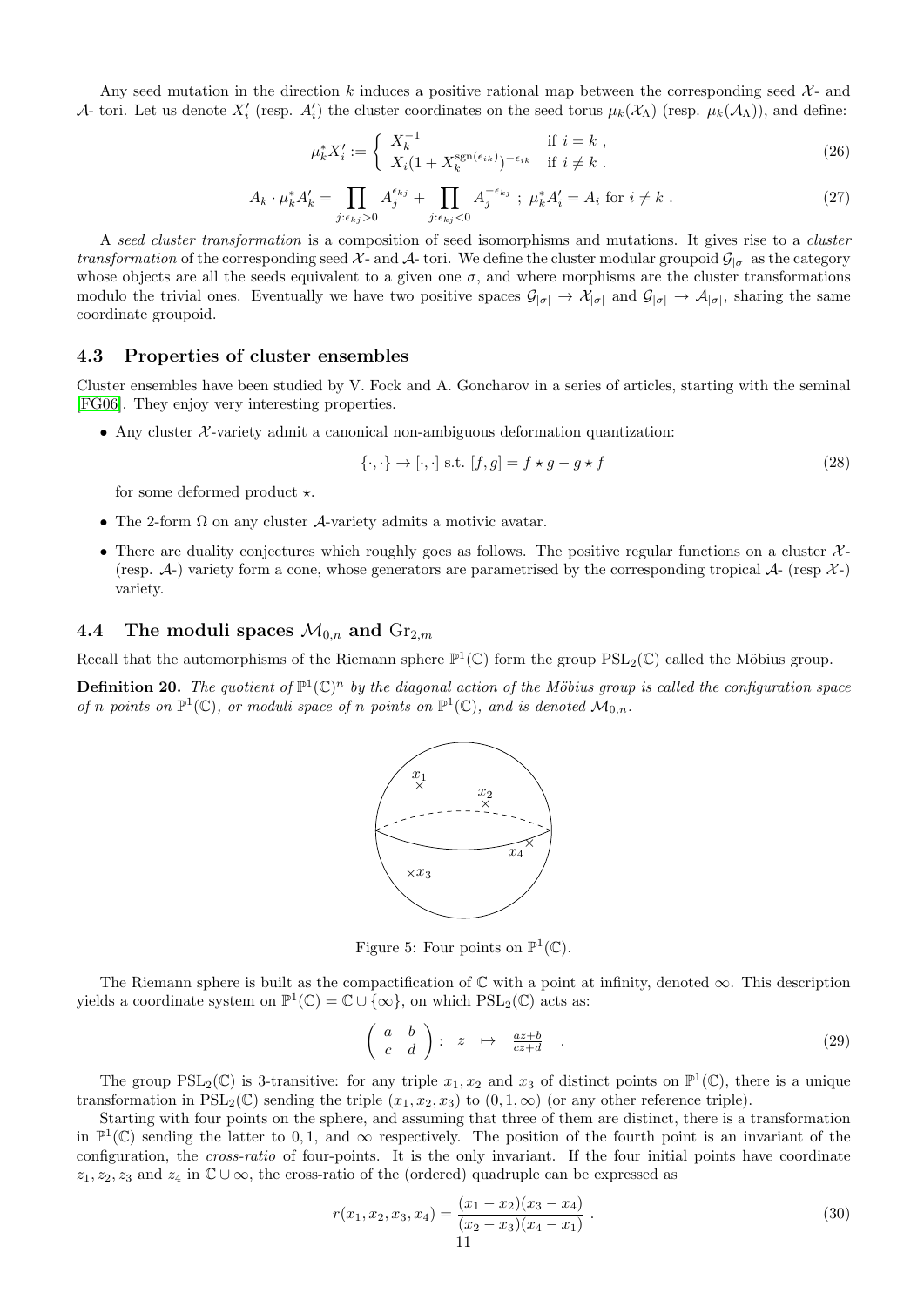Any seed mutation in the direction $k$ induces a positive rational map between the corresponding seed $\mathcal{X}$- and $\mathcal{A}$- tori. Let us denote $X'_i$ (resp. $A'_i$) the cluster coordinates on the seed torus $\mu_k(\mathcal{X}_\Lambda)$ (resp. $\mu_k(\mathcal{A}_\Lambda)$), and define:

$$\mu_k^* X'_i := \begin{cases} X_k^{-1} & \text{if } i = k \ , \\ X_i(1 + X_k^{\operatorname{sgn}(\epsilon_{ik})})^{-\epsilon_{ik}} & \text{if } i \neq k \ . \end{cases} \tag{26}$$

$$A_k \cdot \mu_k^* A'_k = \prod_{j:\epsilon_{kj}>0} A_j^{\epsilon_{kj}} + \prod_{j:\epsilon_{kj}<0} A_j^{-\epsilon_{kj}} \ ; \ \mu_k^* A'_i = A_i \text{ for } i \neq k \ . \tag{27}$$

A *seed cluster transformation* is a composition of seed isomorphisms and mutations. It gives rise to a *cluster transformation* of the corresponding seed $\mathcal{X}$- and $\mathcal{A}$- tori. We define the cluster modular groupoid $\mathcal{G}_{|\sigma|}$ as the category whose objects are all the seeds equivalent to a given one $\sigma$, and where morphisms are the cluster transformations modulo the trivial ones. Eventually we have two positive spaces $\mathcal{G}_{|\sigma|} \to \mathcal{X}_{|\sigma|}$ and $\mathcal{G}_{|\sigma|} \to \mathcal{A}_{|\sigma|}$, sharing the same coordinate groupoid.

### 4.3 Properties of cluster ensembles

Cluster ensembles have been studied by V. Fock and A. Goncharov in a series of articles, starting with the seminal [FG06]. They enjoy very interesting properties.

- Any cluster $\mathcal{X}$-variety admit a canonical non-ambiguous deformation quantization:

$$\{\cdot,\cdot\} \to [\cdot,\cdot] \text{ s.t. } [f,g] = f \star g - g \star f \tag{28}$$

for some deformed product $\star$.

- The 2-form $\Omega$ on any cluster $\mathcal{A}$-variety admits a motivic avatar.
- There are duality conjectures which roughly goes as follows. The positive regular functions on a cluster $\mathcal{X}$- (resp. $\mathcal{A}$-) variety form a cone, whose generators are parametrised by the corresponding tropical $\mathcal{A}$- (resp $\mathcal{X}$-) variety.

### 4.4 The moduli spaces $\mathcal{M}_{0,n}$ and $\mathrm{Gr}_{2,m}$

Recall that the automorphisms of the Riemann sphere $\mathbb{P}^1(\mathbb{C})$ form the group $\mathrm{PSL}_2(\mathbb{C})$ called the Möbius group.

**Definition 20.** *The quotient of $\mathbb{P}^1(\mathbb{C})^n$ by the diagonal action of the Möbius group is called the configuration space of $n$ points on $\mathbb{P}^1(\mathbb{C})$, or moduli space of $n$ points on $\mathbb{P}^1(\mathbb{C})$, and is denoted $\mathcal{M}_{0,n}$.*

Figure 5: Four points on $\mathbb{P}^1(\mathbb{C})$.

The Riemann sphere is built as the compactification of $\mathbb{C}$ with a point at infinity, denoted $\infty$. This description yields a coordinate system on $\mathbb{P}^1(\mathbb{C}) = \mathbb{C} \cup \{\infty\}$, on which $\mathrm{PSL}_2(\mathbb{C})$ acts as:

$$\begin{pmatrix} a & b \\ c & d \end{pmatrix} : \quad z \quad \mapsto \quad \frac{az+b}{cz+d} \quad . \tag{29}$$

The group $\mathrm{PSL}_2(\mathbb{C})$ is 3-transitive: for any triple $x_1, x_2$ and $x_3$ of distinct points on $\mathbb{P}^1(\mathbb{C})$, there is a unique transformation in $\mathrm{PSL}_2(\mathbb{C})$ sending the triple $(x_1, x_2, x_3)$ to $(0, 1, \infty)$ (or any other reference triple).

Starting with four points on the sphere, and assuming that three of them are distinct, there is a transformation in $\mathbb{P}^1(\mathbb{C})$ sending the latter to $0, 1$, and $\infty$ respectively. The position of the fourth point is an invariant of the configuration, the *cross-ratio* of four-points. It is the only invariant. If the four initial points have coordinate $z_1, z_2, z_3$ and $z_4$ in $\mathbb{C} \cup \infty$, the cross-ratio of the (ordered) quadruple can be expressed as

$$r(x_1, x_2, x_3, x_4) = \frac{(x_1 - x_2)(x_3 - x_4)}{(x_2 - x_3)(x_4 - x_1)} \ . \tag{30}$$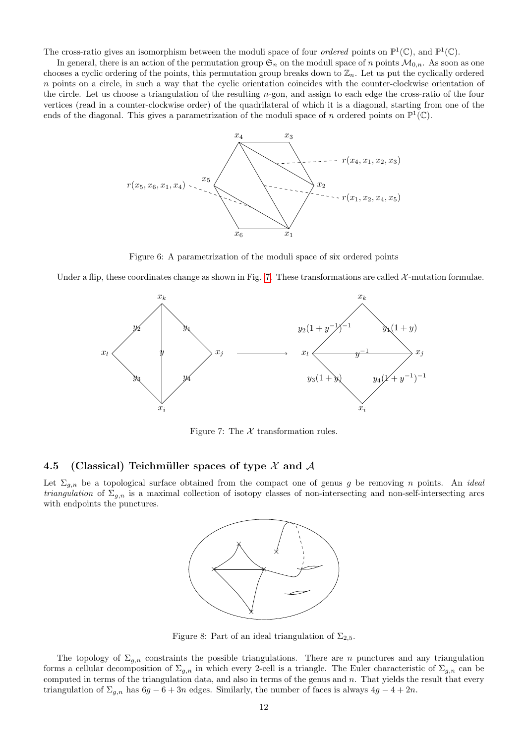The cross-ratio gives an isomorphism between the moduli space of four *ordered* points on $\mathbb{P}^1(\mathbb{C})$, and $\mathbb{P}^1(\mathbb{C})$.

In general, there is an action of the permutation group $\mathfrak{S}_n$ on the moduli space of $n$ points $\mathcal{M}_{0,n}$. As soon as one chooses a cyclic ordering of the points, this permutation group breaks down to $\mathbb{Z}_n$. Let us put the cyclically ordered $n$ points on a circle, in such a way that the cyclic orientation coincides with the counter-clockwise orientation of the circle. Let us choose a triangulation of the resulting $n$-gon, and assign to each edge the cross-ratio of the four vertices (read in a counter-clockwise order) of the quadrilateral of which it is a diagonal, starting from one of the ends of the diagonal. This gives a parametrization of the moduli space of $n$ ordered points on $\mathbb{P}^1(\mathbb{C})$.

Figure 6: A parametrization of the moduli space of six ordered points

Under a flip, these coordinates change as shown in Fig. 7. These transformations are called $\mathcal{X}$-mutation formulae.

Figure 7: The $\mathcal{X}$ transformation rules.

### 4.5 (Classical) Teichmüller spaces of type $\mathcal{X}$ and $\mathcal{A}$

Let $\Sigma_{g,n}$ be a topological surface obtained from the compact one of genus $g$ be removing $n$ points. An *ideal triangulation* of $\Sigma_{g,n}$ is a maximal collection of isotopy classes of non-intersecting and non-self-intersecting arcs with endpoints the punctures.

Figure 8: Part of an ideal triangulation of $\Sigma_{2,5}$.

The topology of $\Sigma_{g,n}$ constraints the possible triangulations. There are $n$ punctures and any triangulation forms a cellular decomposition of $\Sigma_{g,n}$ in which every 2-cell is a triangle. The Euler characteristic of $\Sigma_{g,n}$ can be computed in terms of the triangulation data, and also in terms of the genus and $n$. That yields the result that every triangulation of $\Sigma_{g,n}$ has $6g-6+3n$ edges. Similarly, the number of faces is always $4g-4+2n$.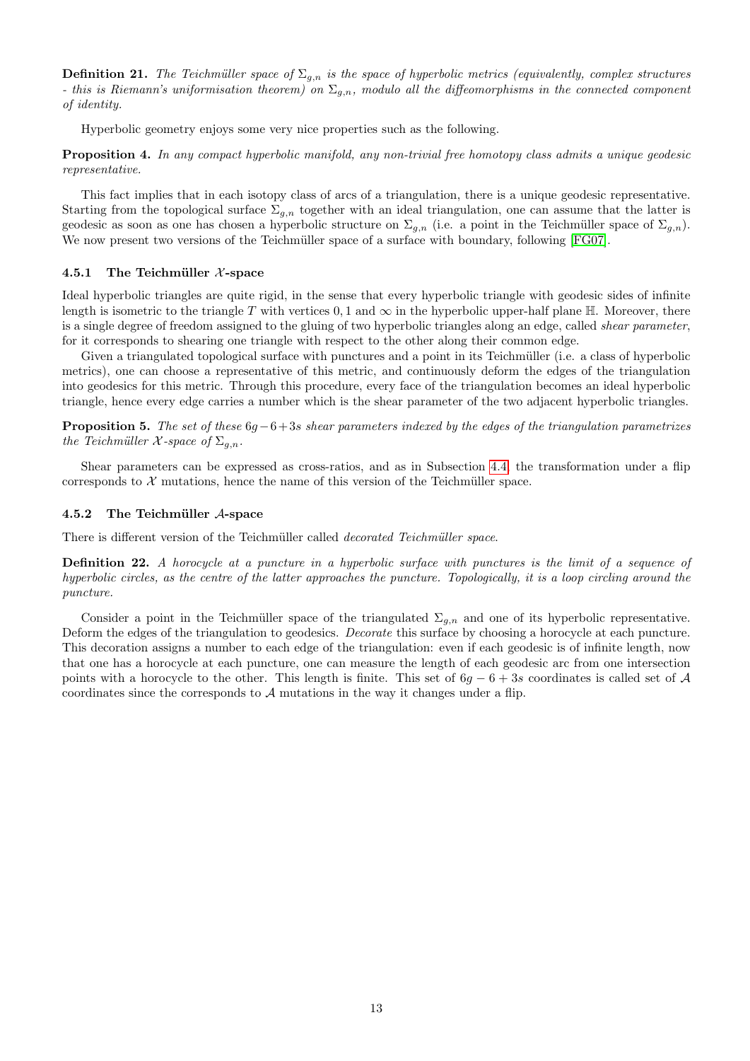**Definition 21.** *The Teichmüller space of $\Sigma_{g,n}$ is the space of hyperbolic metrics (equivalently, complex structures - this is Riemann's uniformisation theorem) on $\Sigma_{g,n}$, modulo all the diffeomorphisms in the connected component of identity.*

Hyperbolic geometry enjoys some very nice properties such as the following.

**Proposition 4.** *In any compact hyperbolic manifold, any non-trivial free homotopy class admits a unique geodesic representative.*

This fact implies that in each isotopy class of arcs of a triangulation, there is a unique geodesic representative. Starting from the topological surface $\Sigma_{g,n}$ together with an ideal triangulation, one can assume that the latter is geodesic as soon as one has chosen a hyperbolic structure on $\Sigma_{g,n}$ (i.e. a point in the Teichmüller space of $\Sigma_{g,n}$). We now present two versions of the Teichmüller space of a surface with boundary, following [FG07].

### 4.5.1 The Teichmüller $\mathcal{X}$-space

Ideal hyperbolic triangles are quite rigid, in the sense that every hyperbolic triangle with geodesic sides of infinite length is isometric to the triangle $T$ with vertices $0, 1$ and $\infty$ in the hyperbolic upper-half plane $\mathbb{H}$. Moreover, there is a single degree of freedom assigned to the gluing of two hyperbolic triangles along an edge, called *shear parameter*, for it corresponds to shearing one triangle with respect to the other along their common edge.

Given a triangulated topological surface with punctures and a point in its Teichmüller (i.e. a class of hyperbolic metrics), one can choose a representative of this metric, and continuously deform the edges of the triangulation into geodesics for this metric. Through this procedure, every face of the triangulation becomes an ideal hyperbolic triangle, hence every edge carries a number which is the shear parameter of the two adjacent hyperbolic triangles.

**Proposition 5.** *The set of these $6g-6+3s$ shear parameters indexed by the edges of the triangulation parametrizes the Teichmüller $\mathcal{X}$-space of $\Sigma_{g,n}$.*

Shear parameters can be expressed as cross-ratios, and as in Subsection 4.4, the transformation under a flip corresponds to $\mathcal{X}$ mutations, hence the name of this version of the Teichmüller space.

### 4.5.2 The Teichmüller $\mathcal{A}$-space

There is different version of the Teichmüller called *decorated Teichmüller space*.

**Definition 22.** *A horocycle at a puncture in a hyperbolic surface with punctures is the limit of a sequence of hyperbolic circles, as the centre of the latter approaches the puncture. Topologically, it is a loop circling around the puncture.*

Consider a point in the Teichmüller space of the triangulated $\Sigma_{g,n}$ and one of its hyperbolic representative. Deform the edges of the triangulation to geodesics. *Decorate* this surface by choosing a horocycle at each puncture. This decoration assigns a number to each edge of the triangulation: even if each geodesic is of infinite length, now that one has a horocycle at each puncture, one can measure the length of each geodesic arc from one intersection points with a horocycle to the other. This length is finite. This set of $6g-6+3s$ coordinates is called set of $\mathcal{A}$ coordinates since the corresponds to $\mathcal{A}$ mutations in the way it changes under a flip.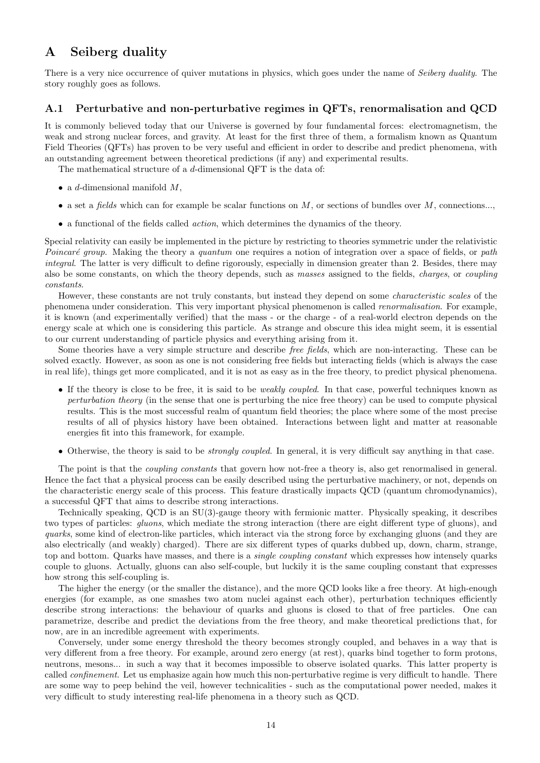# A Seiberg duality

There is a very nice occurrence of quiver mutations in physics, which goes under the name of *Seiberg duality*. The story roughly goes as follows.

## A.1 Perturbative and non-perturbative regimes in QFTs, renormalisation and QCD

It is commonly believed today that our Universe is governed by four fundamental forces: electromagnetism, the weak and strong nuclear forces, and gravity. At least for the first three of them, a formalism known as Quantum Field Theories (QFTs) has proven to be very useful and efficient in order to describe and predict phenomena, with an outstanding agreement between theoretical predictions (if any) and experimental results.

The mathematical structure of a $d$-dimensional QFT is the data of:

- a $d$-dimensional manifold $M$,
- a set a *fields* which can for example be scalar functions on $M$, or sections of bundles over $M$, connections...,
- a functional of the fields called *action*, which determines the dynamics of the theory.

Special relativity can easily be implemented in the picture by restricting to theories symmetric under the relativistic *Poincaré group*. Making the theory a *quantum* one requires a notion of integration over a space of fields, or *path integral*. The latter is very difficult to define rigorously, especially in dimension greater than 2. Besides, there may also be some constants, on which the theory depends, such as *masses* assigned to the fields, *charges*, or *coupling constants*.

However, these constants are not truly constants, but instead they depend on some *characteristic scales* of the phenomena under consideration. This very important physical phenomenon is called *renormalisation*. For example, it is known (and experimentally verified) that the mass - or the charge - of a real-world electron depends on the energy scale at which one is considering this particle. As strange and obscure this idea might seem, it is essential to our current understanding of particle physics and everything arising from it.

Some theories have a very simple structure and describe *free fields*, which are non-interacting. These can be solved exactly. However, as soon as one is not considering free fields but interacting fields (which is always the case in real life), things get more complicated, and it is not as easy as in the free theory, to predict physical phenomena.

- If the theory is close to be free, it is said to be *weakly coupled*. In that case, powerful techniques known as *perturbation theory* (in the sense that one is perturbing the nice free theory) can be used to compute physical results. This is the most successful realm of quantum field theories; the place where some of the most precise results of all of physics history have been obtained. Interactions between light and matter at reasonable energies fit into this framework, for example.
- Otherwise, the theory is said to be *strongly coupled*. In general, it is very difficult say anything in that case.

The point is that the *coupling constants* that govern how not-free a theory is, also get renormalised in general. Hence the fact that a physical process can be easily described using the perturbative machinery, or not, depends on the characteristic energy scale of this process. This feature drastically impacts QCD (quantum chromodynamics), a successful QFT that aims to describe strong interactions.

Technically speaking, QCD is an SU(3)-gauge theory with fermionic matter. Physically speaking, it describes two types of particles: *gluons*, which mediate the strong interaction (there are eight different type of gluons), and *quarks*, some kind of electron-like particles, which interact via the strong force by exchanging gluons (and they are also electrically (and weakly) charged). There are six different types of quarks dubbed up, down, charm, strange, top and bottom. Quarks have masses, and there is a *single coupling constant* which expresses how intensely quarks couple to gluons. Actually, gluons can also self-couple, but luckily it is the same coupling constant that expresses how strong this self-coupling is.

The higher the energy (or the smaller the distance), and the more QCD looks like a free theory. At high-enough energies (for example, as one smashes two atom nuclei against each other), perturbation techniques efficiently describe strong interactions: the behaviour of quarks and gluons is closed to that of free particles. One can parametrize, describe and predict the deviations from the free theory, and make theoretical predictions that, for now, are in an incredible agreement with experiments.

Conversely, under some energy threshold the theory becomes strongly coupled, and behaves in a way that is very different from a free theory. For example, around zero energy (at rest), quarks bind together to form protons, neutrons, mesons... in such a way that it becomes impossible to observe isolated quarks. This latter property is called *confinement*. Let us emphasize again how much this non-perturbative regime is very difficult to handle. There are some way to peep behind the veil, however technicalities - such as the computational power needed, makes it very difficult to study interesting real-life phenomena in a theory such as QCD.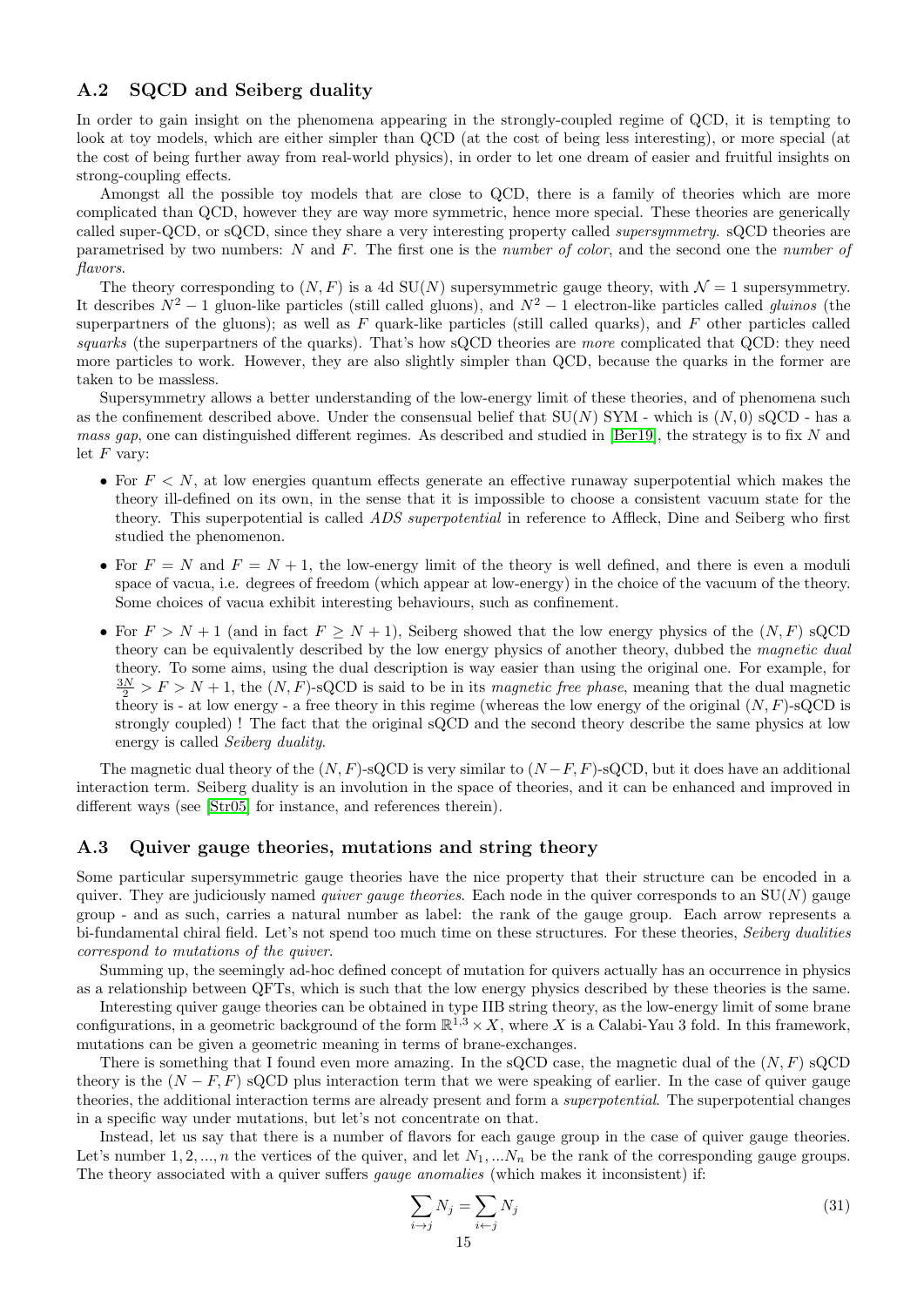## A.2 SQCD and Seiberg duality

In order to gain insight on the phenomena appearing in the strongly-coupled regime of QCD, it is tempting to look at toy models, which are either simpler than QCD (at the cost of being less interesting), or more special (at the cost of being further away from real-world physics), in order to let one dream of easier and fruitful insights on strong-coupling effects.

Amongst all the possible toy models that are close to QCD, there is a family of theories which are more complicated than QCD, however they are way more symmetric, hence more special. These theories are generically called super-QCD, or sQCD, since they share a very interesting property called *supersymmetry*. sQCD theories are parametrised by two numbers: $N$ and $F$. The first one is the *number of color*, and the second one the *number of flavors*.

The theory corresponding to $(N, F)$ is a 4d $\mathrm{SU}(N)$ supersymmetric gauge theory, with $\mathcal{N} = 1$ supersymmetry. It describes $N^2 - 1$ gluon-like particles (still called gluons), and $N^2 - 1$ electron-like particles called *gluinos* (the superpartners of the gluons); as well as $F$ quark-like particles (still called quarks), and $F$ other particles called *squarks* (the superpartners of the quarks). That's how sQCD theories are *more* complicated that QCD: they need more particles to work. However, they are also slightly simpler than QCD, because the quarks in the former are taken to be massless.

Supersymmetry allows a better understanding of the low-energy limit of these theories, and of phenomena such as the confinement described above. Under the consensual belief that $\mathrm{SU}(N)$ SYM - which is $(N, 0)$ sQCD - has a *mass gap*, one can distinguished different regimes. As described and studied in [Ber19], the strategy is to fix $N$ and let $F$ vary:

- For $F < N$, at low energies quantum effects generate an effective runaway superpotential which makes the theory ill-defined on its own, in the sense that it is impossible to choose a consistent vacuum state for the theory. This superpotential is called *ADS superpotential* in reference to Affleck, Dine and Seiberg who first studied the phenomenon.
- For $F = N$ and $F = N + 1$, the low-energy limit of the theory is well defined, and there is even a moduli space of vacua, i.e. degrees of freedom (which appear at low-energy) in the choice of the vacuum of the theory. Some choices of vacua exhibit interesting behaviours, such as confinement.
- For $F > N + 1$ (and in fact $F \geq N + 1$), Seiberg showed that the low energy physics of the $(N, F)$ sQCD theory can be equivalently described by the low energy physics of another theory, dubbed the *magnetic dual* theory. To some aims, using the dual description is way easier than using the original one. For example, for $\frac{3N}{2} > F > N + 1$, the $(N, F)$-sQCD is said to be in its *magnetic free phase*, meaning that the dual magnetic theory is - at low energy - a free theory in this regime (whereas the low energy of the original $(N, F)$-sQCD is strongly coupled) ! The fact that the original sQCD and the second theory describe the same physics at low energy is called *Seiberg duality*.

The magnetic dual theory of the $(N, F)$-sQCD is very similar to $(N - F, F)$-sQCD, but it does have an additional interaction term. Seiberg duality is an involution in the space of theories, and it can be enhanced and improved in different ways (see [Str05] for instance, and references therein).

## A.3 Quiver gauge theories, mutations and string theory

Some particular supersymmetric gauge theories have the nice property that their structure can be encoded in a quiver. They are judiciously named *quiver gauge theories*. Each node in the quiver corresponds to an $\mathrm{SU}(N)$ gauge group - and as such, carries a natural number as label: the rank of the gauge group. Each arrow represents a bi-fundamental chiral field. Let's not spend too much time on these structures. For these theories, *Seiberg dualities correspond to mutations of the quiver*.

Summing up, the seemingly ad-hoc defined concept of mutation for quivers actually has an occurrence in physics as a relationship between QFTs, which is such that the low energy physics described by these theories is the same.

Interesting quiver gauge theories can be obtained in type IIB string theory, as the low-energy limit of some brane configurations, in a geometric background of the form $\mathbb{R}^{1,3} \times X$, where $X$ is a Calabi-Yau 3 fold. In this framework, mutations can be given a geometric meaning in terms of brane-exchanges.

There is something that I found even more amazing. In the sQCD case, the magnetic dual of the $(N, F)$ sQCD theory is the $(N - F, F)$ sQCD plus interaction term that we were speaking of earlier. In the case of quiver gauge theories, the additional interaction terms are already present and form a *superpotential*. The superpotential changes in a specific way under mutations, but let's not concentrate on that.

Instead, let us say that there is a number of flavors for each gauge group in the case of quiver gauge theories. Let's number $1, 2, ..., n$ the vertices of the quiver, and let $N_1, ...N_n$ be the rank of the corresponding gauge groups. The theory associated with a quiver suffers *gauge anomalies* (which makes it inconsistent) if:

$$\sum_{i \to j} N_j = \sum_{i \leftarrow j} N_j \tag{31}$$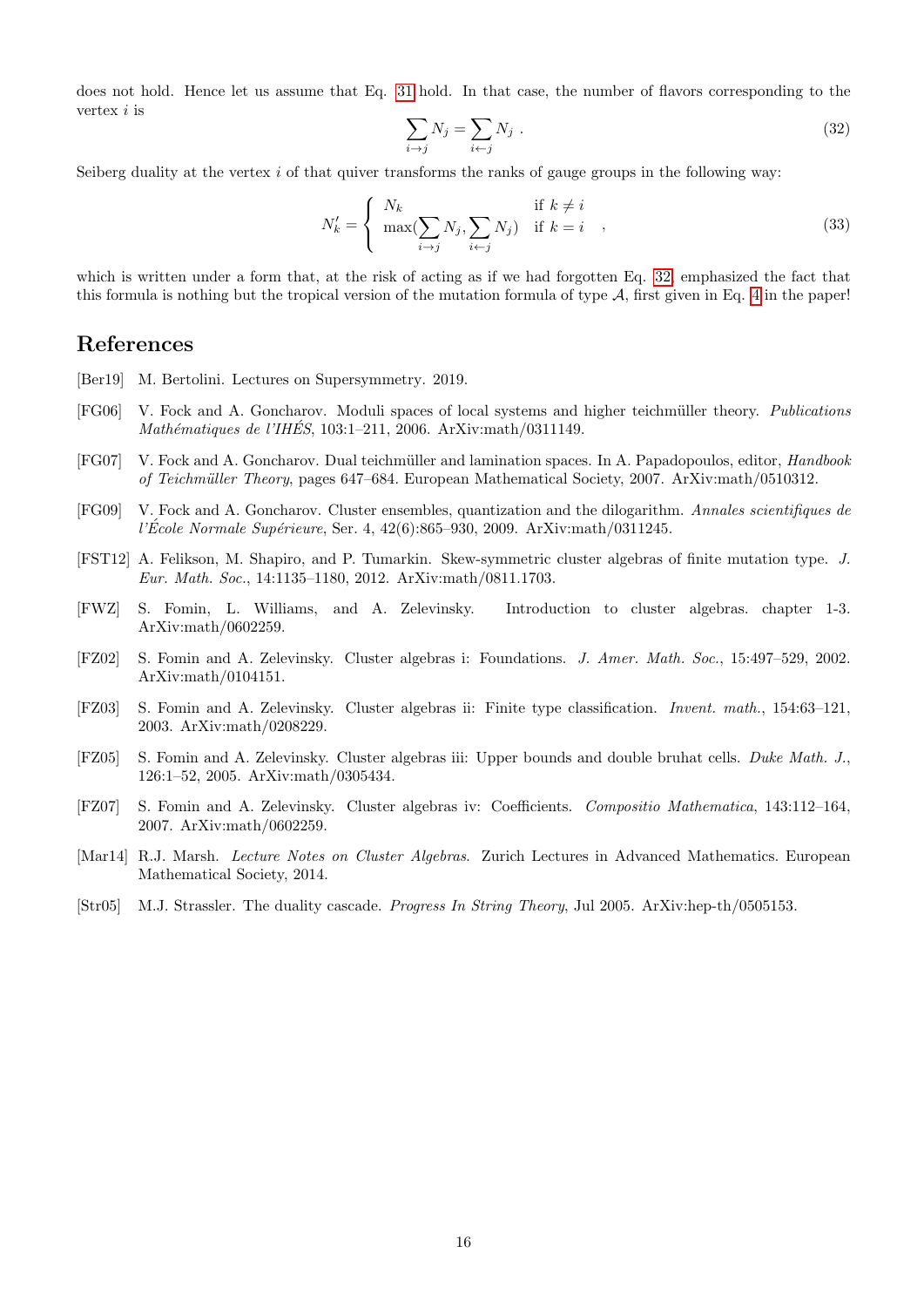does not hold. Hence let us assume that Eq. 31 hold. In that case, the number of flavors corresponding to the vertex $i$ is

$$\sum_{i \to j} N_j = \sum_{i \leftarrow j} N_j \ . \tag{32}$$

Seiberg duality at the vertex $i$ of that quiver transforms the ranks of gauge groups in the following way:

$$N'_k = \left\{ \begin{array}{ll} N_k & \text{if } k \neq i \\ \max(\sum_{i \to j} N_j, \sum_{i \leftarrow j} N_j) & \text{if } k = i \end{array} \right. , \tag{33}$$

which is written under a form that, at the risk of acting as if we had forgotten Eq. 32, emphasized the fact that this formula is nothing but the tropical version of the mutation formula of type $\mathcal{A}$, first given in Eq. 4 in the paper!

# References

[Ber19] M. Bertolini. Lectures on Supersymmetry. 2019.

[FG06] V. Fock and A. Goncharov. Moduli spaces of local systems and higher teichmüller theory. *Publications Mathématiques de l'IHÉS*, 103:1–211, 2006. ArXiv:math/0311149.

[FG07] V. Fock and A. Goncharov. Dual teichmüller and lamination spaces. In A. Papadopoulos, editor, *Handbook of Teichmüller Theory*, pages 647–684. European Mathematical Society, 2007. ArXiv:math/0510312.

[FG09] V. Fock and A. Goncharov. Cluster ensembles, quantization and the dilogarithm. *Annales scientifiques de l'École Normale Supérieure*, Ser. 4, 42(6):865–930, 2009. ArXiv:math/0311245.

[FST12] A. Felikson, M. Shapiro, and P. Tumarkin. Skew-symmetric cluster algebras of finite mutation type. *J. Eur. Math. Soc.*, 14:1135–1180, 2012. ArXiv:math/0811.1703.

[FWZ] S. Fomin, L. Williams, and A. Zelevinsky. Introduction to cluster algebras. chapter 1-3. ArXiv:math/0602259.

[FZ02] S. Fomin and A. Zelevinsky. Cluster algebras i: Foundations. *J. Amer. Math. Soc.*, 15:497–529, 2002. ArXiv:math/0104151.

[FZ03] S. Fomin and A. Zelevinsky. Cluster algebras ii: Finite type classification. *Invent. math.*, 154:63–121, 2003. ArXiv:math/0208229.

[FZ05] S. Fomin and A. Zelevinsky. Cluster algebras iii: Upper bounds and double bruhat cells. *Duke Math. J.*, 126:1–52, 2005. ArXiv:math/0305434.

[FZ07] S. Fomin and A. Zelevinsky. Cluster algebras iv: Coefficients. *Compositio Mathematica*, 143:112–164, 2007. ArXiv:math/0602259.

[Mar14] R.J. Marsh. *Lecture Notes on Cluster Algebras*. Zurich Lectures in Advanced Mathematics. European Mathematical Society, 2014.

[Str05] M.J. Strassler. The duality cascade. *Progress In String Theory*, Jul 2005. ArXiv:hep-th/0505153.